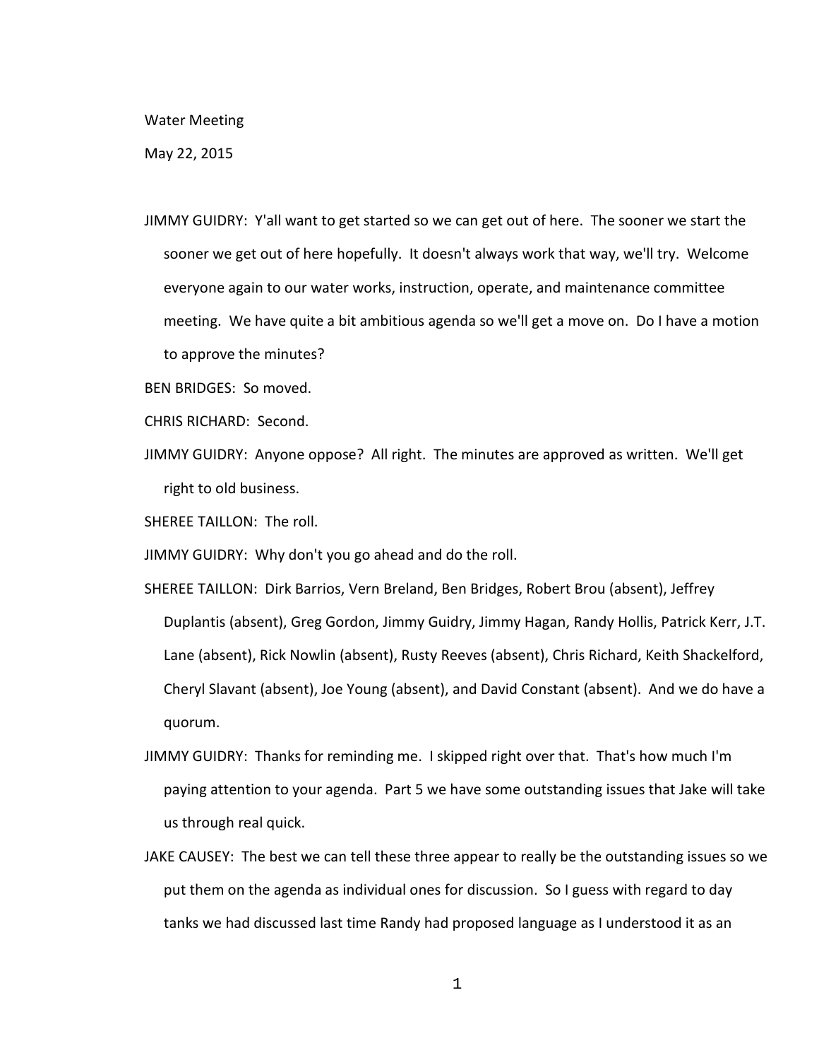Water Meeting

May 22, 2015

JIMMY GUIDRY: Y'all want to get started so we can get out of here. The sooner we start the sooner we get out of here hopefully. It doesn't always work that way, we'll try. Welcome everyone again to our water works, instruction, operate, and maintenance committee meeting. We have quite a bit ambitious agenda so we'll get a move on. Do I have a motion to approve the minutes?

BEN BRIDGES: So moved.

CHRIS RICHARD: Second.

JIMMY GUIDRY: Anyone oppose? All right. The minutes are approved as written. We'll get right to old business.

SHEREE TAILLON: The roll.

JIMMY GUIDRY: Why don't you go ahead and do the roll.

SHEREE TAILLON: Dirk Barrios, Vern Breland, Ben Bridges, Robert Brou (absent), Jeffrey Duplantis (absent), Greg Gordon, Jimmy Guidry, Jimmy Hagan, Randy Hollis, Patrick Kerr, J.T. Lane (absent), Rick Nowlin (absent), Rusty Reeves (absent), Chris Richard, Keith Shackelford, Cheryl Slavant (absent), Joe Young (absent), and David Constant (absent). And we do have a quorum.

JIMMY GUIDRY: Thanks for reminding me. I skipped right over that. That's how much I'm paying attention to your agenda. Part 5 we have some outstanding issues that Jake will take us through real quick.

JAKE CAUSEY: The best we can tell these three appear to really be the outstanding issues so we put them on the agenda as individual ones for discussion. So I guess with regard to day tanks we had discussed last time Randy had proposed language as I understood it as an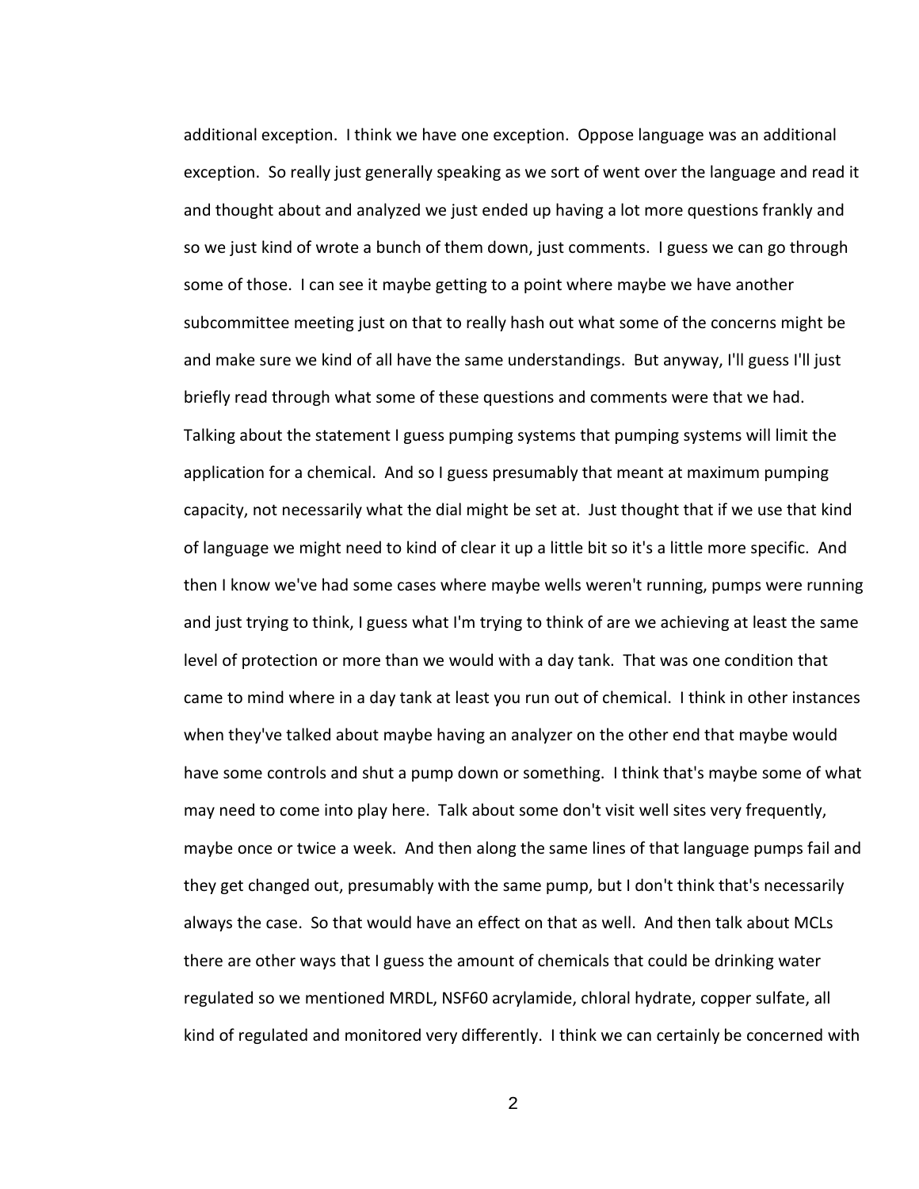additional exception. I think we have one exception. Oppose language was an additional exception. So really just generally speaking as we sort of went over the language and read it and thought about and analyzed we just ended up having a lot more questions frankly and so we just kind of wrote a bunch of them down, just comments. I guess we can go through some of those. I can see it maybe getting to a point where maybe we have another subcommittee meeting just on that to really hash out what some of the concerns might be and make sure we kind of all have the same understandings. But anyway, I'll guess I'll just briefly read through what some of these questions and comments were that we had. Talking about the statement I guess pumping systems that pumping systems will limit the application for a chemical. And so I guess presumably that meant at maximum pumping capacity, not necessarily what the dial might be set at. Just thought that if we use that kind of language we might need to kind of clear it up a little bit so it's a little more specific. And then I know we've had some cases where maybe wells weren't running, pumps were running and just trying to think, I guess what I'm trying to think of are we achieving at least the same level of protection or more than we would with a day tank. That was one condition that came to mind where in a day tank at least you run out of chemical. I think in other instances when they've talked about maybe having an analyzer on the other end that maybe would have some controls and shut a pump down or something. I think that's maybe some of what may need to come into play here. Talk about some don't visit well sites very frequently, maybe once or twice a week. And then along the same lines of that language pumps fail and they get changed out, presumably with the same pump, but I don't think that's necessarily always the case. So that would have an effect on that as well. And then talk about MCLs there are other ways that I guess the amount of chemicals that could be drinking water regulated so we mentioned MRDL, NSF60 acrylamide, chloral hydrate, copper sulfate, all kind of regulated and monitored very differently. I think we can certainly be concerned with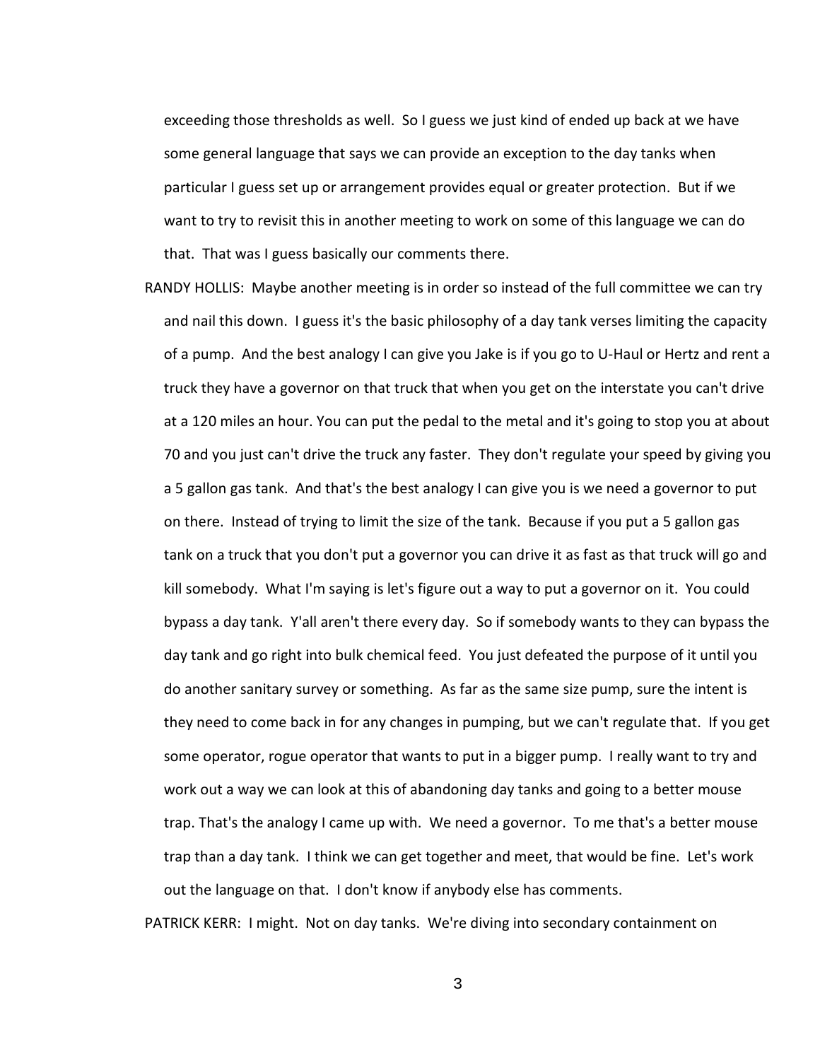exceeding those thresholds as well. So I guess we just kind of ended up back at we have some general language that says we can provide an exception to the day tanks when particular I guess set up or arrangement provides equal or greater protection. But if we want to try to revisit this in another meeting to work on some of this language we can do that. That was I guess basically our comments there.

RANDY HOLLIS: Maybe another meeting is in order so instead of the full committee we can try and nail this down. I guess it's the basic philosophy of a day tank verses limiting the capacity of a pump. And the best analogy I can give you Jake is if you go to U-Haul or Hertz and rent a truck they have a governor on that truck that when you get on the interstate you can't drive at a 120 miles an hour. You can put the pedal to the metal and it's going to stop you at about 70 and you just can't drive the truck any faster. They don't regulate your speed by giving you a 5 gallon gas tank. And that's the best analogy I can give you is we need a governor to put on there. Instead of trying to limit the size of the tank. Because if you put a 5 gallon gas tank on a truck that you don't put a governor you can drive it as fast as that truck will go and kill somebody. What I'm saying is let's figure out a way to put a governor on it. You could bypass a day tank. Y'all aren't there every day. So if somebody wants to they can bypass the day tank and go right into bulk chemical feed. You just defeated the purpose of it until you do another sanitary survey or something. As far as the same size pump, sure the intent is they need to come back in for any changes in pumping, but we can't regulate that. If you get some operator, rogue operator that wants to put in a bigger pump. I really want to try and work out a way we can look at this of abandoning day tanks and going to a better mouse trap. That's the analogy I came up with. We need a governor. To me that's a better mouse trap than a day tank. I think we can get together and meet, that would be fine. Let's work out the language on that. I don't know if anybody else has comments.

PATRICK KERR: I might. Not on day tanks. We're diving into secondary containment on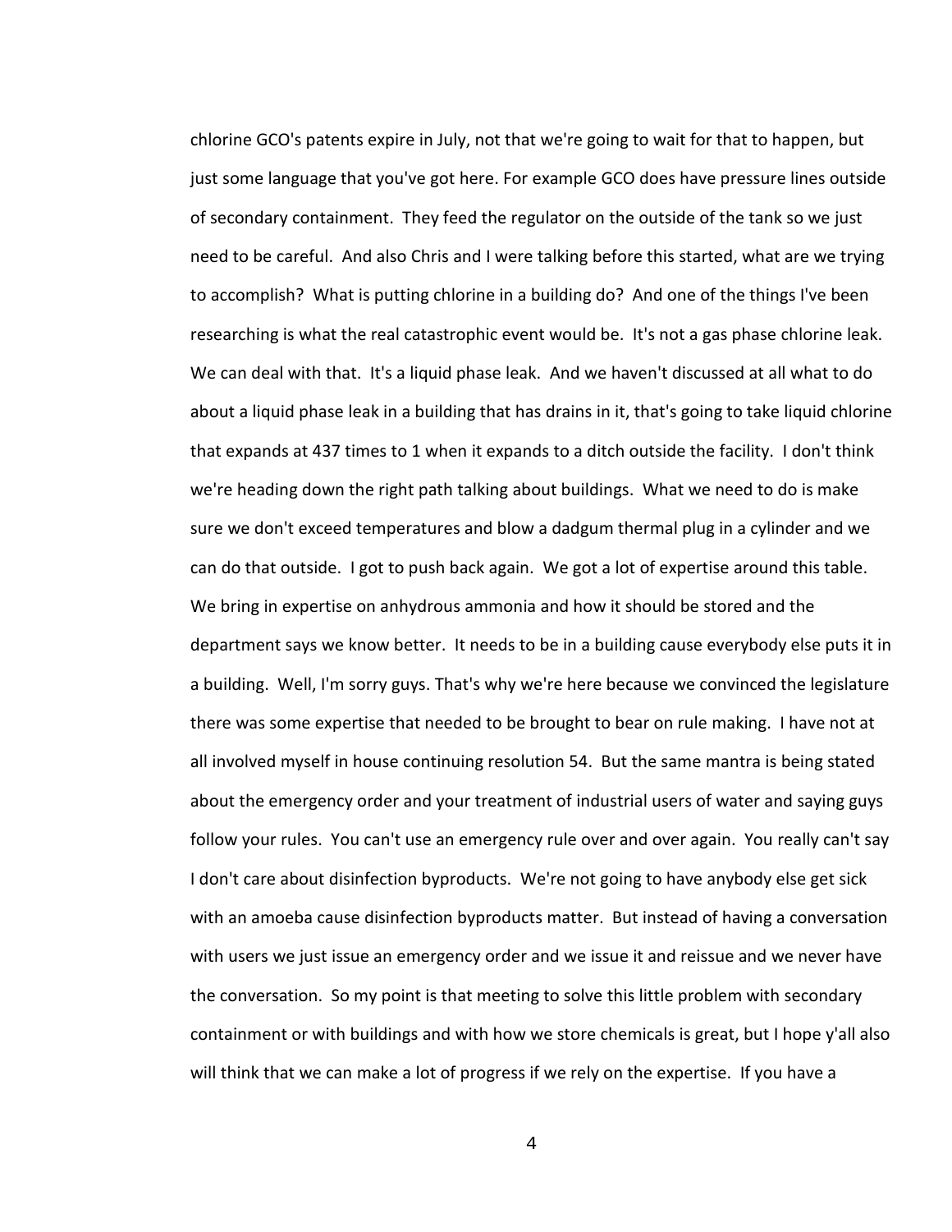chlorine GCO's patents expire in July, not that we're going to wait for that to happen, but just some language that you've got here. For example GCO does have pressure lines outside of secondary containment. They feed the regulator on the outside of the tank so we just need to be careful. And also Chris and I were talking before this started, what are we trying to accomplish? What is putting chlorine in a building do? And one of the things I've been researching is what the real catastrophic event would be. It's not a gas phase chlorine leak. We can deal with that. It's a liquid phase leak. And we haven't discussed at all what to do about a liquid phase leak in a building that has drains in it, that's going to take liquid chlorine that expands at 437 times to 1 when it expands to a ditch outside the facility. I don't think we're heading down the right path talking about buildings. What we need to do is make sure we don't exceed temperatures and blow a dadgum thermal plug in a cylinder and we can do that outside. I got to push back again. We got a lot of expertise around this table. We bring in expertise on anhydrous ammonia and how it should be stored and the department says we know better. It needs to be in a building cause everybody else puts it in a building. Well, I'm sorry guys. That's why we're here because we convinced the legislature there was some expertise that needed to be brought to bear on rule making. I have not at all involved myself in house continuing resolution 54. But the same mantra is being stated about the emergency order and your treatment of industrial users of water and saying guys follow your rules. You can't use an emergency rule over and over again. You really can't say I don't care about disinfection byproducts. We're not going to have anybody else get sick with an amoeba cause disinfection byproducts matter. But instead of having a conversation with users we just issue an emergency order and we issue it and reissue and we never have the conversation. So my point is that meeting to solve this little problem with secondary containment or with buildings and with how we store chemicals is great, but I hope y'all also will think that we can make a lot of progress if we rely on the expertise. If you have a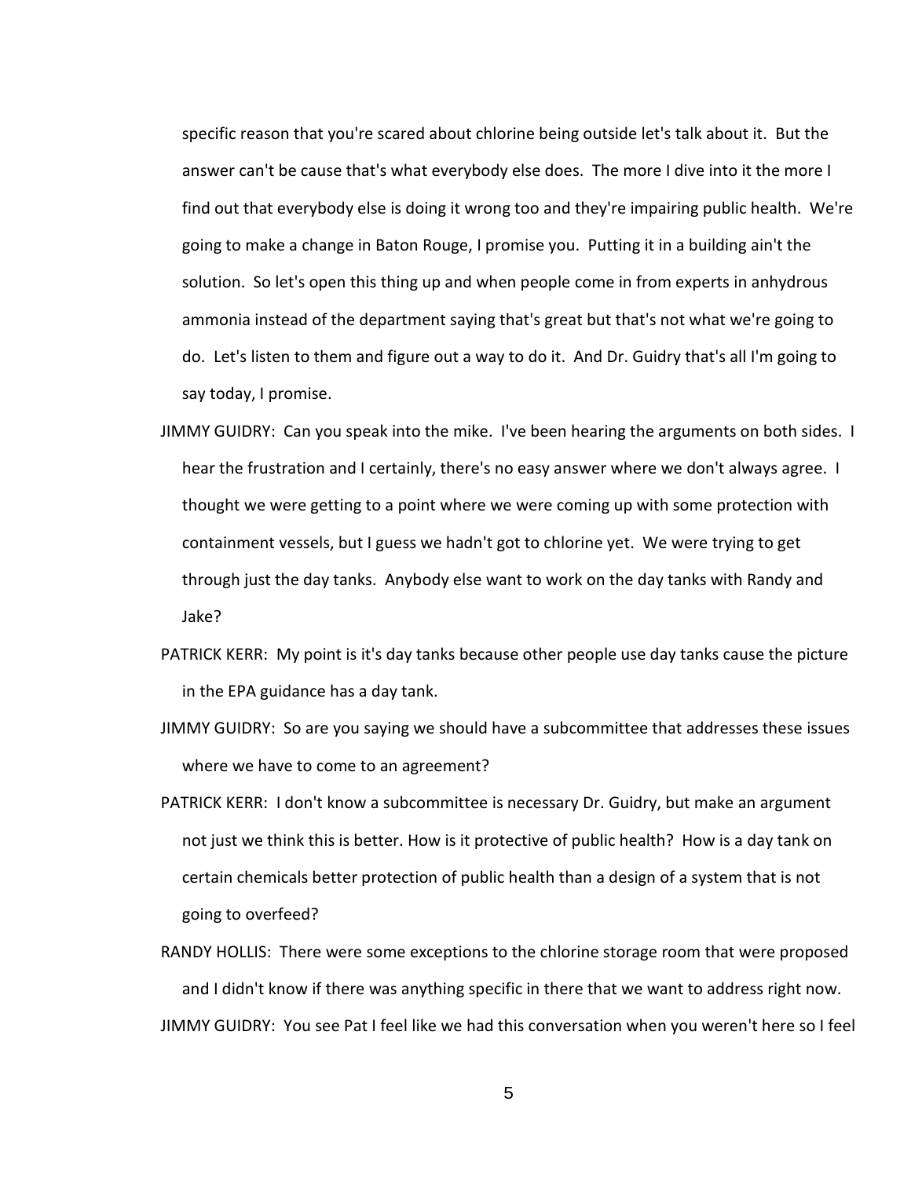specific reason that you're scared about chlorine being outside let's talk about it. But the answer can't be cause that's what everybody else does. The more I dive into it the more I find out that everybody else is doing it wrong too and they're impairing public health. We're going to make a change in Baton Rouge, I promise you. Putting it in a building ain't the solution. So let's open this thing up and when people come in from experts in anhydrous ammonia instead of the department saying that's great but that's not what we're going to do. Let's listen to them and figure out a way to do it. And Dr. Guidry that's all I'm going to say today, I promise.

JIMMY GUIDRY: Can you speak into the mike. I've been hearing the arguments on both sides. I hear the frustration and I certainly, there's no easy answer where we don't always agree. I thought we were getting to a point where we were coming up with some protection with containment vessels, but I guess we hadn't got to chlorine yet. We were trying to get through just the day tanks. Anybody else want to work on the day tanks with Randy and Jake?

PATRICK KERR: My point is it's day tanks because other people use day tanks cause the picture in the EPA guidance has a day tank.

JIMMY GUIDRY: So are you saying we should have a subcommittee that addresses these issues where we have to come to an agreement?

PATRICK KERR: I don't know a subcommittee is necessary Dr. Guidry, but make an argument not just we think this is better. How is it protective of public health? How is a day tank on certain chemicals better protection of public health than a design of a system that is not going to overfeed?

RANDY HOLLIS: There were some exceptions to the chlorine storage room that were proposed and I didn't know if there was anything specific in there that we want to address right now.

JIMMY GUIDRY: You see Pat I feel like we had this conversation when you weren't here so I feel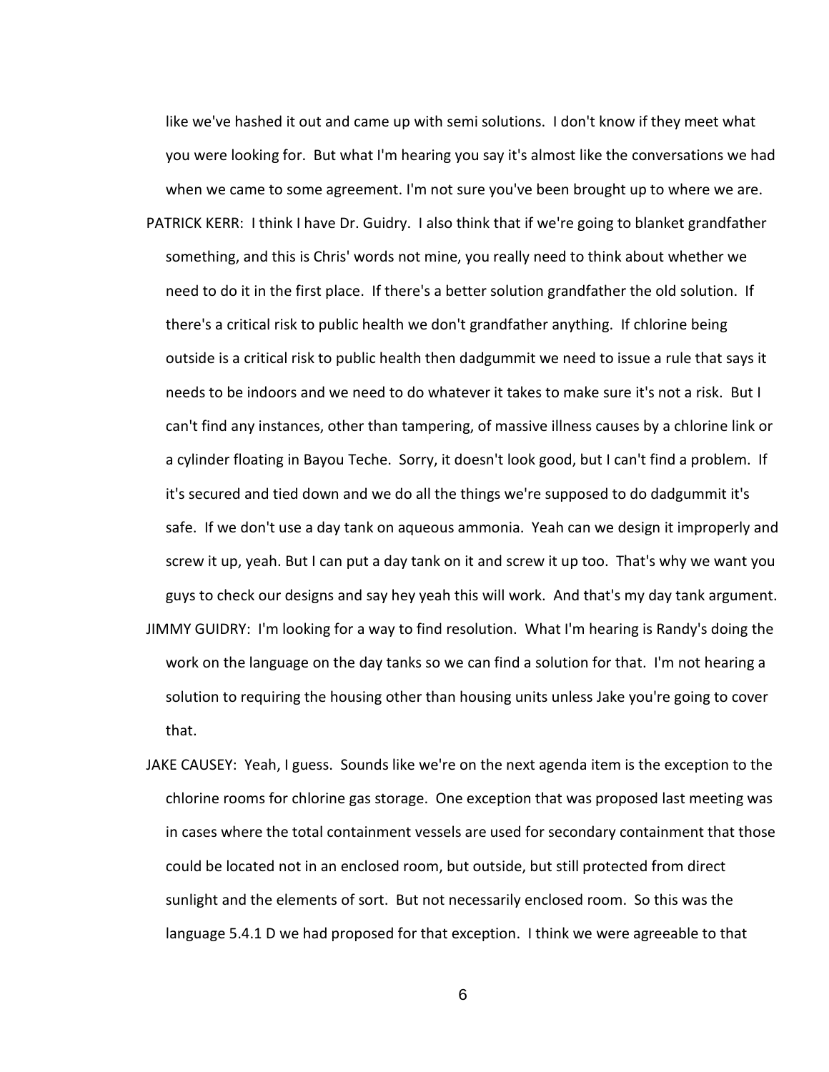like we've hashed it out and came up with semi solutions. I don't know if they meet what you were looking for. But what I'm hearing you say it's almost like the conversations we had when we came to some agreement. I'm not sure you've been brought up to where we are.

PATRICK KERR: I think I have Dr. Guidry. I also think that if we're going to blanket grandfather something, and this is Chris' words not mine, you really need to think about whether we need to do it in the first place. If there's a better solution grandfather the old solution. If there's a critical risk to public health we don't grandfather anything. If chlorine being outside is a critical risk to public health then dadgummit we need to issue a rule that says it needs to be indoors and we need to do whatever it takes to make sure it's not a risk. But I can't find any instances, other than tampering, of massive illness causes by a chlorine link or a cylinder floating in Bayou Teche. Sorry, it doesn't look good, but I can't find a problem. If it's secured and tied down and we do all the things we're supposed to do dadgummit it's safe. If we don't use a day tank on aqueous ammonia. Yeah can we design it improperly and screw it up, yeah. But I can put a day tank on it and screw it up too. That's why we want you guys to check our designs and say hey yeah this will work. And that's my day tank argument.

JIMMY GUIDRY: I'm looking for a way to find resolution. What I'm hearing is Randy's doing the work on the language on the day tanks so we can find a solution for that. I'm not hearing a solution to requiring the housing other than housing units unless Jake you're going to cover that.

JAKE CAUSEY: Yeah, I guess. Sounds like we're on the next agenda item is the exception to the chlorine rooms for chlorine gas storage. One exception that was proposed last meeting was in cases where the total containment vessels are used for secondary containment that those could be located not in an enclosed room, but outside, but still protected from direct sunlight and the elements of sort. But not necessarily enclosed room. So this was the language 5.4.1 D we had proposed for that exception. I think we were agreeable to that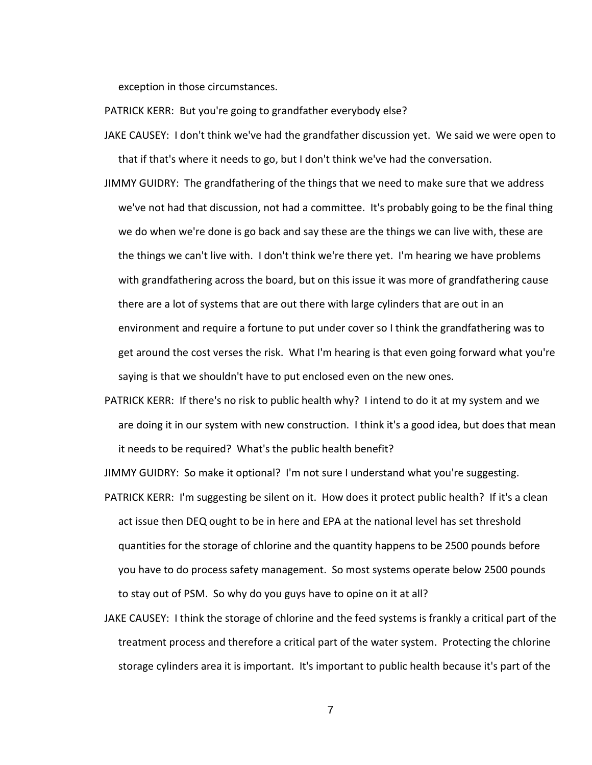exception in those circumstances.

PATRICK KERR: But you're going to grandfather everybody else?

JAKE CAUSEY: I don't think we've had the grandfather discussion yet. We said we were open to that if that's where it needs to go, but I don't think we've had the conversation.

JIMMY GUIDRY: The grandfathering of the things that we need to make sure that we address we've not had that discussion, not had a committee. It's probably going to be the final thing we do when we're done is go back and say these are the things we can live with, these are the things we can't live with. I don't think we're there yet. I'm hearing we have problems with grandfathering across the board, but on this issue it was more of grandfathering cause there are a lot of systems that are out there with large cylinders that are out in an environment and require a fortune to put under cover so I think the grandfathering was to get around the cost verses the risk. What I'm hearing is that even going forward what you're saying is that we shouldn't have to put enclosed even on the new ones.

PATRICK KERR: If there's no risk to public health why? I intend to do it at my system and we are doing it in our system with new construction. I think it's a good idea, but does that mean it needs to be required? What's the public health benefit?

JIMMY GUIDRY: So make it optional? I'm not sure I understand what you're suggesting.

PATRICK KERR: I'm suggesting be silent on it. How does it protect public health? If it's a clean act issue then DEQ ought to be in here and EPA at the national level has set threshold quantities for the storage of chlorine and the quantity happens to be 2500 pounds before you have to do process safety management. So most systems operate below 2500 pounds to stay out of PSM. So why do you guys have to opine on it at all?

JAKE CAUSEY: I think the storage of chlorine and the feed systems is frankly a critical part of the treatment process and therefore a critical part of the water system. Protecting the chlorine storage cylinders area it is important. It's important to public health because it's part of the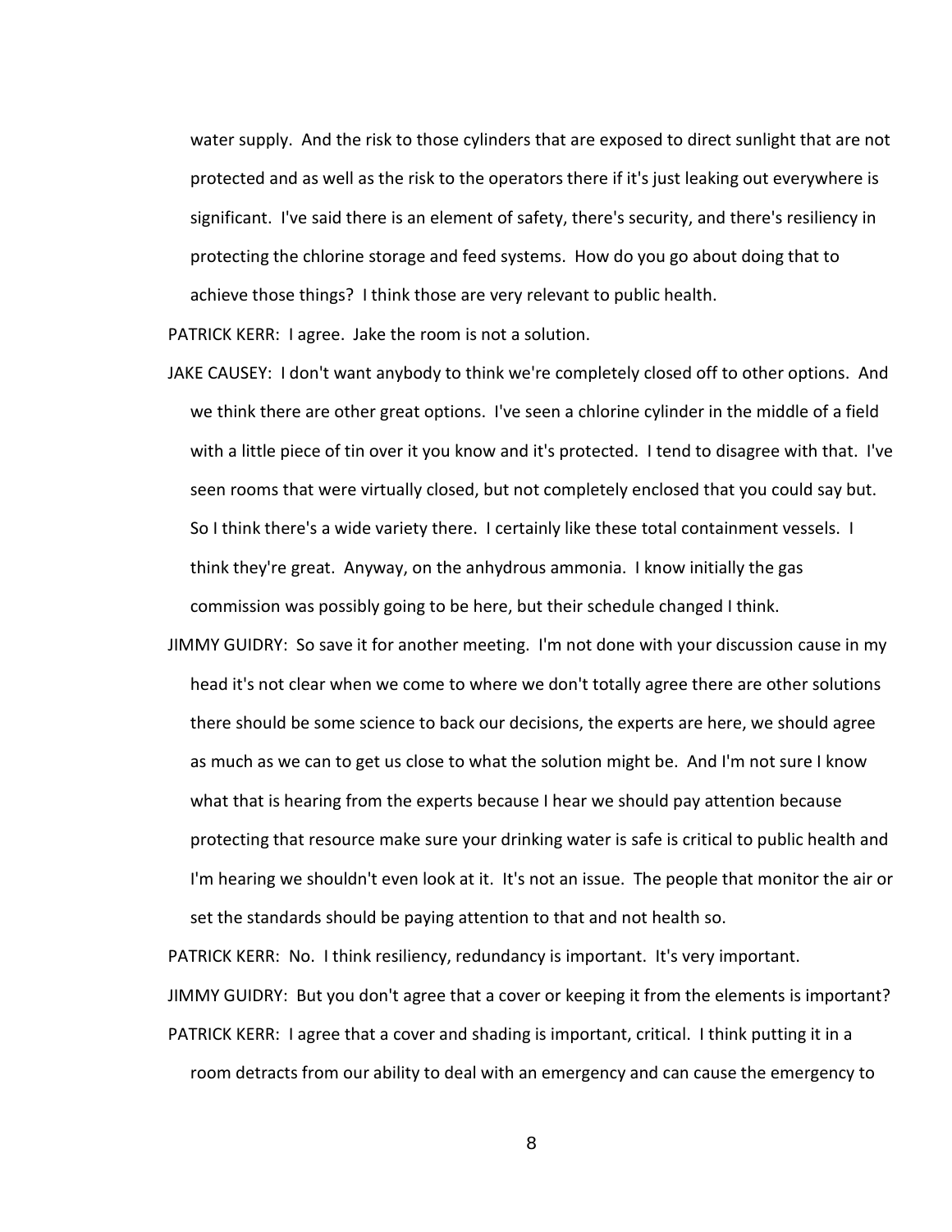water supply. And the risk to those cylinders that are exposed to direct sunlight that are not protected and as well as the risk to the operators there if it's just leaking out everywhere is significant. I've said there is an element of safety, there's security, and there's resiliency in protecting the chlorine storage and feed systems. How do you go about doing that to achieve those things? I think those are very relevant to public health.

PATRICK KERR: I agree. Jake the room is not a solution.

JAKE CAUSEY: I don't want anybody to think we're completely closed off to other options. And we think there are other great options. I've seen a chlorine cylinder in the middle of a field with a little piece of tin over it you know and it's protected. I tend to disagree with that. I've seen rooms that were virtually closed, but not completely enclosed that you could say but. So I think there's a wide variety there. I certainly like these total containment vessels. I think they're great. Anyway, on the anhydrous ammonia. I know initially the gas commission was possibly going to be here, but their schedule changed I think.

JIMMY GUIDRY: So save it for another meeting. I'm not done with your discussion cause in my head it's not clear when we come to where we don't totally agree there are other solutions there should be some science to back our decisions, the experts are here, we should agree as much as we can to get us close to what the solution might be. And I'm not sure I know what that is hearing from the experts because I hear we should pay attention because protecting that resource make sure your drinking water is safe is critical to public health and I'm hearing we shouldn't even look at it. It's not an issue. The people that monitor the air or set the standards should be paying attention to that and not health so.

PATRICK KERR: No. I think resiliency, redundancy is important. It's very important.

JIMMY GUIDRY: But you don't agree that a cover or keeping it from the elements is important?

PATRICK KERR: I agree that a cover and shading is important, critical. I think putting it in a room detracts from our ability to deal with an emergency and can cause the emergency to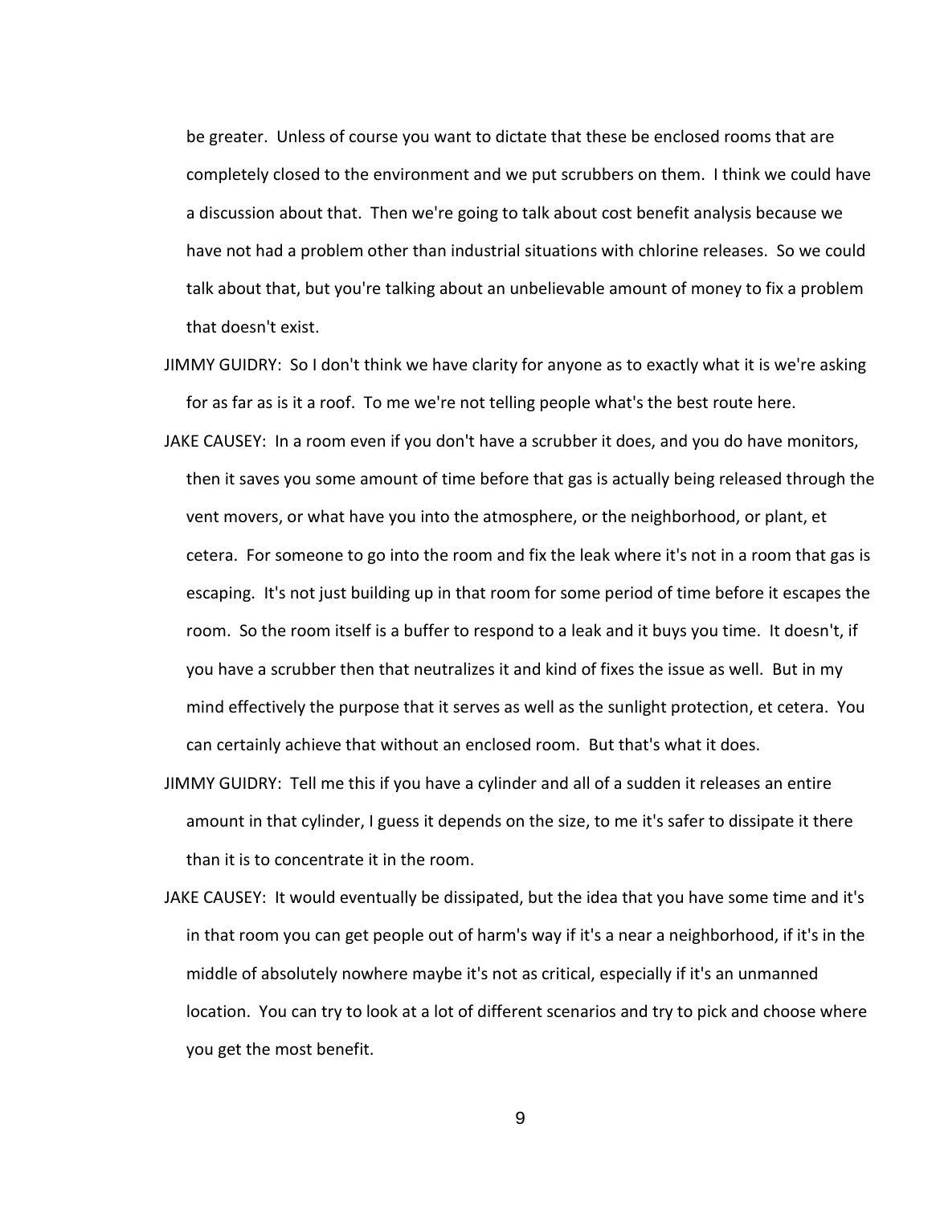be greater. Unless of course you want to dictate that these be enclosed rooms that are completely closed to the environment and we put scrubbers on them. I think we could have a discussion about that. Then we're going to talk about cost benefit analysis because we have not had a problem other than industrial situations with chlorine releases. So we could talk about that, but you're talking about an unbelievable amount of money to fix a problem that doesn't exist.

JIMMY GUIDRY: So I don't think we have clarity for anyone as to exactly what it is we're asking for as far as is it a roof. To me we're not telling people what's the best route here.

JAKE CAUSEY: In a room even if you don't have a scrubber it does, and you do have monitors, then it saves you some amount of time before that gas is actually being released through the vent movers, or what have you into the atmosphere, or the neighborhood, or plant, et cetera. For someone to go into the room and fix the leak where it's not in a room that gas is escaping. It's not just building up in that room for some period of time before it escapes the room. So the room itself is a buffer to respond to a leak and it buys you time. It doesn't, if you have a scrubber then that neutralizes it and kind of fixes the issue as well. But in my mind effectively the purpose that it serves as well as the sunlight protection, et cetera. You can certainly achieve that without an enclosed room. But that's what it does.

JIMMY GUIDRY: Tell me this if you have a cylinder and all of a sudden it releases an entire amount in that cylinder, I guess it depends on the size, to me it's safer to dissipate it there than it is to concentrate it in the room.

JAKE CAUSEY: It would eventually be dissipated, but the idea that you have some time and it's in that room you can get people out of harm's way if it's a near a neighborhood, if it's in the middle of absolutely nowhere maybe it's not as critical, especially if it's an unmanned location. You can try to look at a lot of different scenarios and try to pick and choose where you get the most benefit.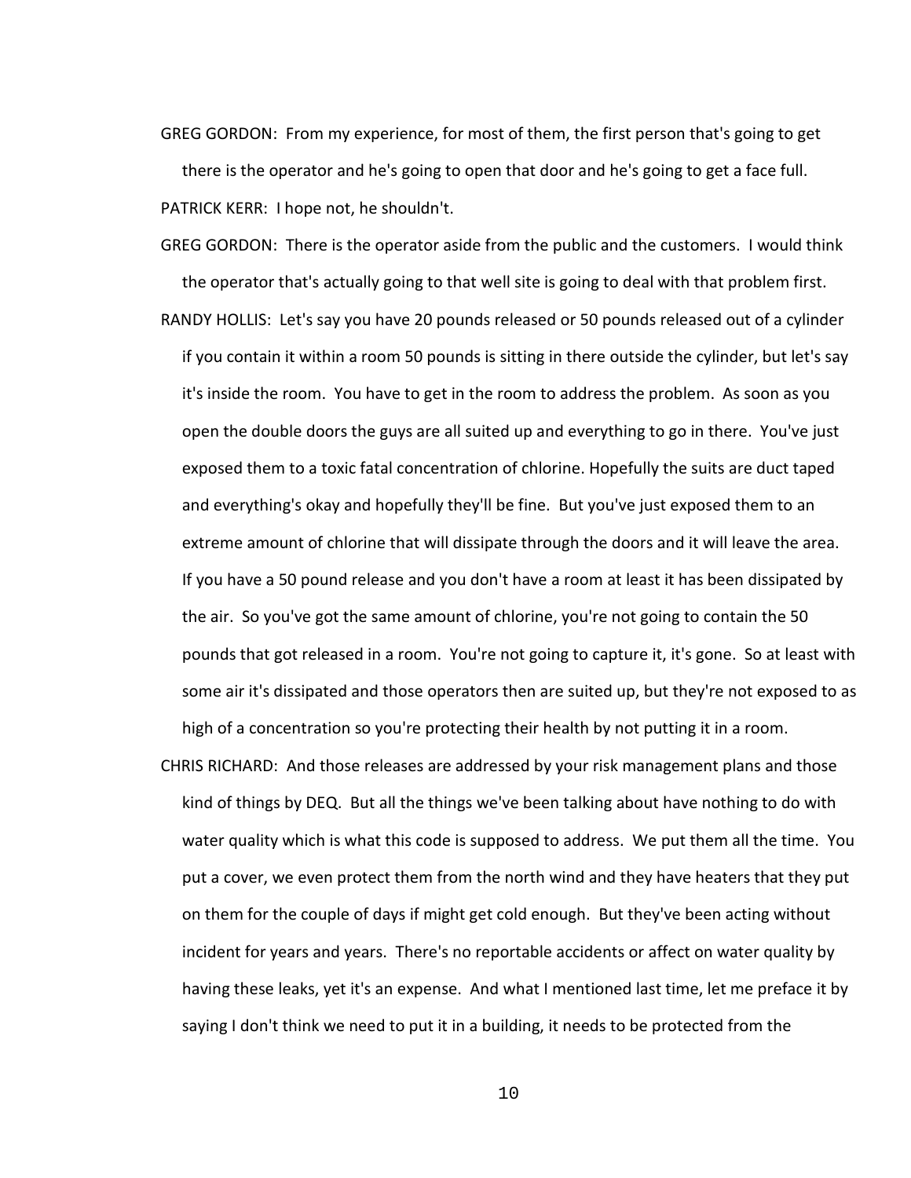GREG GORDON: From my experience, for most of them, the first person that's going to get there is the operator and he's going to open that door and he's going to get a face full.

PATRICK KERR: I hope not, he shouldn't.

GREG GORDON: There is the operator aside from the public and the customers. I would think the operator that's actually going to that well site is going to deal with that problem first.

RANDY HOLLIS: Let's say you have 20 pounds released or 50 pounds released out of a cylinder if you contain it within a room 50 pounds is sitting in there outside the cylinder, but let's say it's inside the room. You have to get in the room to address the problem. As soon as you open the double doors the guys are all suited up and everything to go in there. You've just exposed them to a toxic fatal concentration of chlorine. Hopefully the suits are duct taped and everything's okay and hopefully they'll be fine. But you've just exposed them to an extreme amount of chlorine that will dissipate through the doors and it will leave the area. If you have a 50 pound release and you don't have a room at least it has been dissipated by the air. So you've got the same amount of chlorine, you're not going to contain the 50 pounds that got released in a room. You're not going to capture it, it's gone. So at least with some air it's dissipated and those operators then are suited up, but they're not exposed to as high of a concentration so you're protecting their health by not putting it in a room.

CHRIS RICHARD: And those releases are addressed by your risk management plans and those kind of things by DEQ. But all the things we've been talking about have nothing to do with water quality which is what this code is supposed to address. We put them all the time. You put a cover, we even protect them from the north wind and they have heaters that they put on them for the couple of days if might get cold enough. But they've been acting without incident for years and years. There's no reportable accidents or affect on water quality by having these leaks, yet it's an expense. And what I mentioned last time, let me preface it by saying I don't think we need to put it in a building, it needs to be protected from the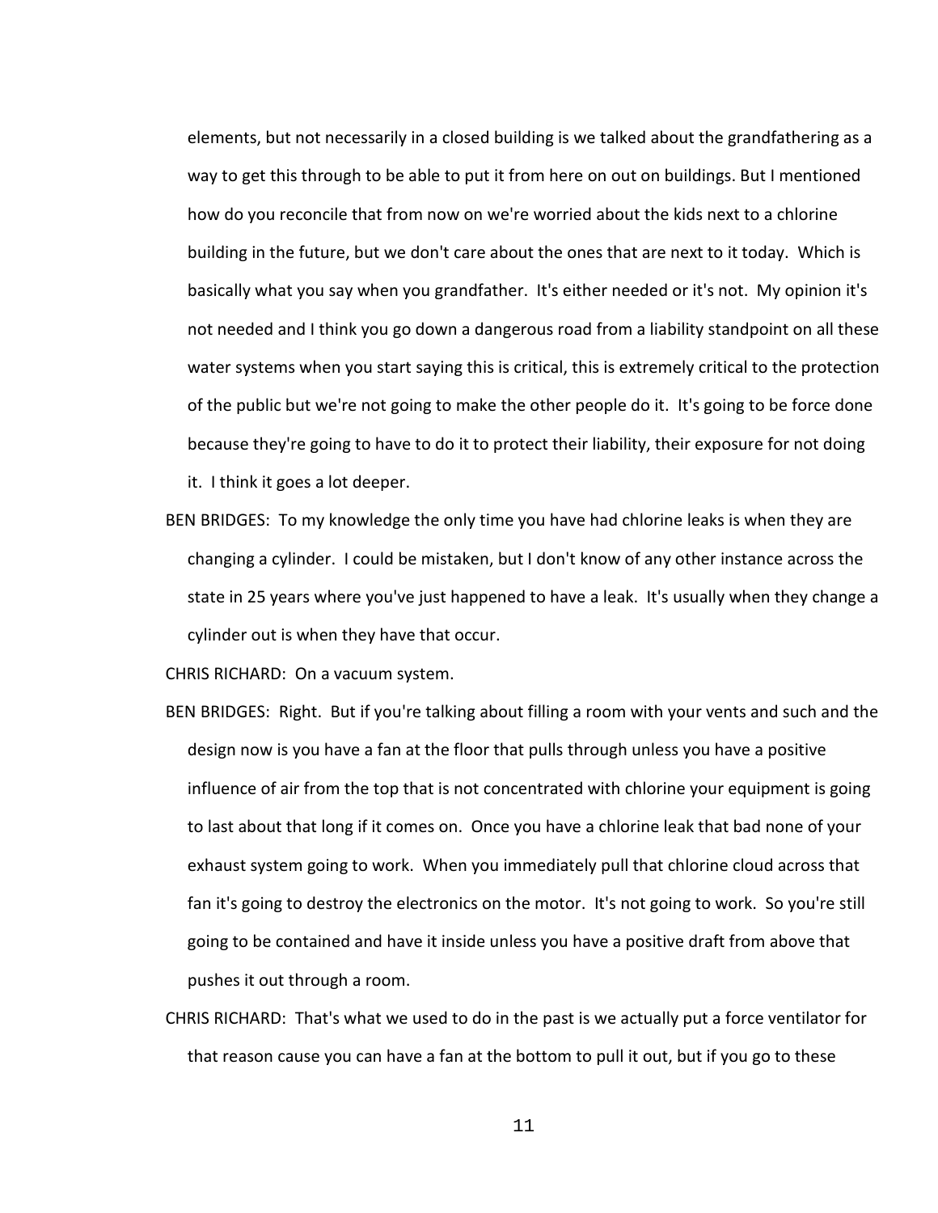elements, but not necessarily in a closed building is we talked about the grandfathering as a way to get this through to be able to put it from here on out on buildings. But I mentioned how do you reconcile that from now on we're worried about the kids next to a chlorine building in the future, but we don't care about the ones that are next to it today. Which is basically what you say when you grandfather. It's either needed or it's not. My opinion it's not needed and I think you go down a dangerous road from a liability standpoint on all these water systems when you start saying this is critical, this is extremely critical to the protection of the public but we're not going to make the other people do it. It's going to be force done because they're going to have to do it to protect their liability, their exposure for not doing it. I think it goes a lot deeper.

BEN BRIDGES: To my knowledge the only time you have had chlorine leaks is when they are changing a cylinder. I could be mistaken, but I don't know of any other instance across the state in 25 years where you've just happened to have a leak. It's usually when they change a cylinder out is when they have that occur.

CHRIS RICHARD: On a vacuum system.

BEN BRIDGES: Right. But if you're talking about filling a room with your vents and such and the design now is you have a fan at the floor that pulls through unless you have a positive influence of air from the top that is not concentrated with chlorine your equipment is going to last about that long if it comes on. Once you have a chlorine leak that bad none of your exhaust system going to work. When you immediately pull that chlorine cloud across that fan it's going to destroy the electronics on the motor. It's not going to work. So you're still going to be contained and have it inside unless you have a positive draft from above that pushes it out through a room.

CHRIS RICHARD: That's what we used to do in the past is we actually put a force ventilator for that reason cause you can have a fan at the bottom to pull it out, but if you go to these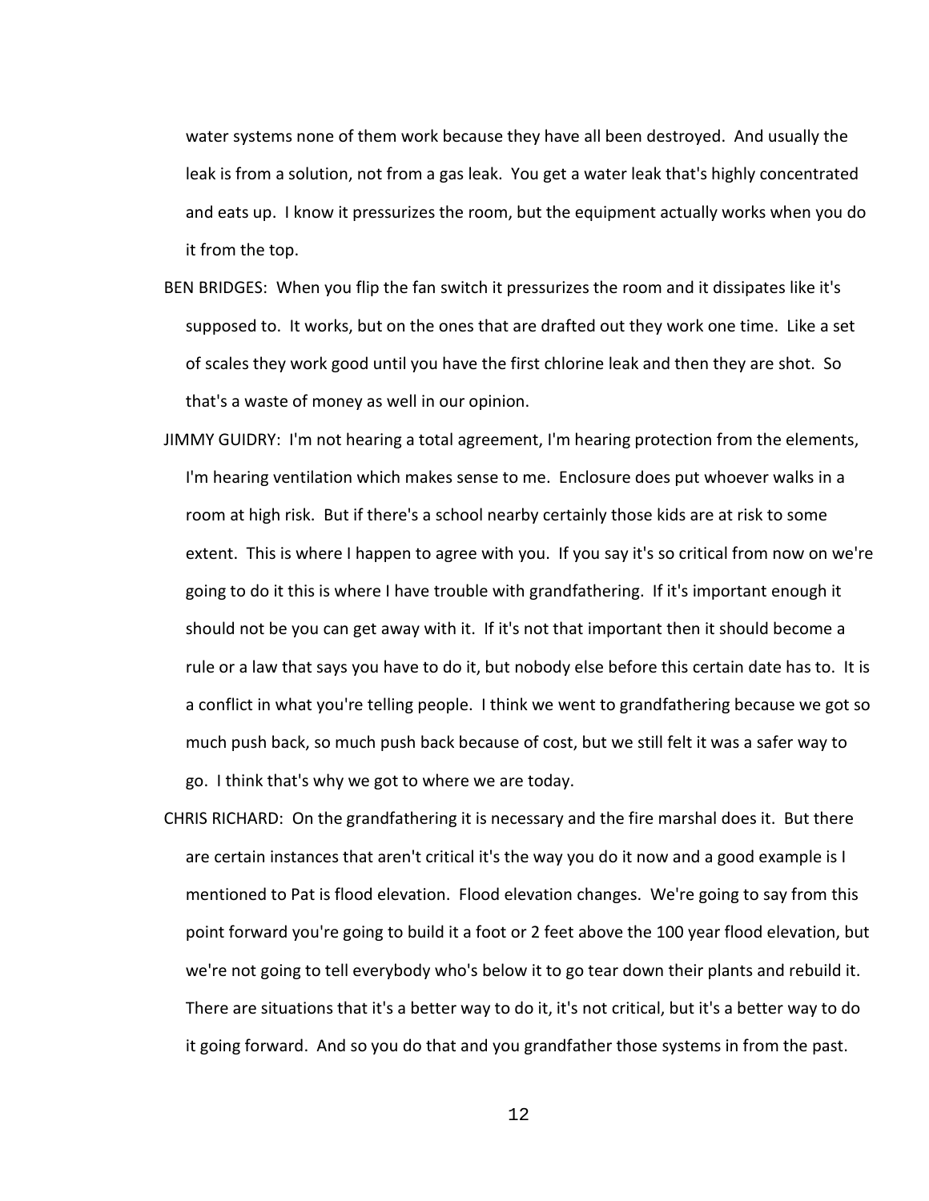water systems none of them work because they have all been destroyed. And usually the leak is from a solution, not from a gas leak. You get a water leak that's highly concentrated and eats up. I know it pressurizes the room, but the equipment actually works when you do it from the top.

BEN BRIDGES: When you flip the fan switch it pressurizes the room and it dissipates like it's supposed to. It works, but on the ones that are drafted out they work one time. Like a set of scales they work good until you have the first chlorine leak and then they are shot. So that's a waste of money as well in our opinion.

JIMMY GUIDRY: I'm not hearing a total agreement, I'm hearing protection from the elements, I'm hearing ventilation which makes sense to me. Enclosure does put whoever walks in a room at high risk. But if there's a school nearby certainly those kids are at risk to some extent. This is where I happen to agree with you. If you say it's so critical from now on we're going to do it this is where I have trouble with grandfathering. If it's important enough it should not be you can get away with it. If it's not that important then it should become a rule or a law that says you have to do it, but nobody else before this certain date has to. It is a conflict in what you're telling people. I think we went to grandfathering because we got so much push back, so much push back because of cost, but we still felt it was a safer way to go. I think that's why we got to where we are today.

CHRIS RICHARD: On the grandfathering it is necessary and the fire marshal does it. But there are certain instances that aren't critical it's the way you do it now and a good example is I mentioned to Pat is flood elevation. Flood elevation changes. We're going to say from this point forward you're going to build it a foot or 2 feet above the 100 year flood elevation, but we're not going to tell everybody who's below it to go tear down their plants and rebuild it. There are situations that it's a better way to do it, it's not critical, but it's a better way to do it going forward. And so you do that and you grandfather those systems in from the past.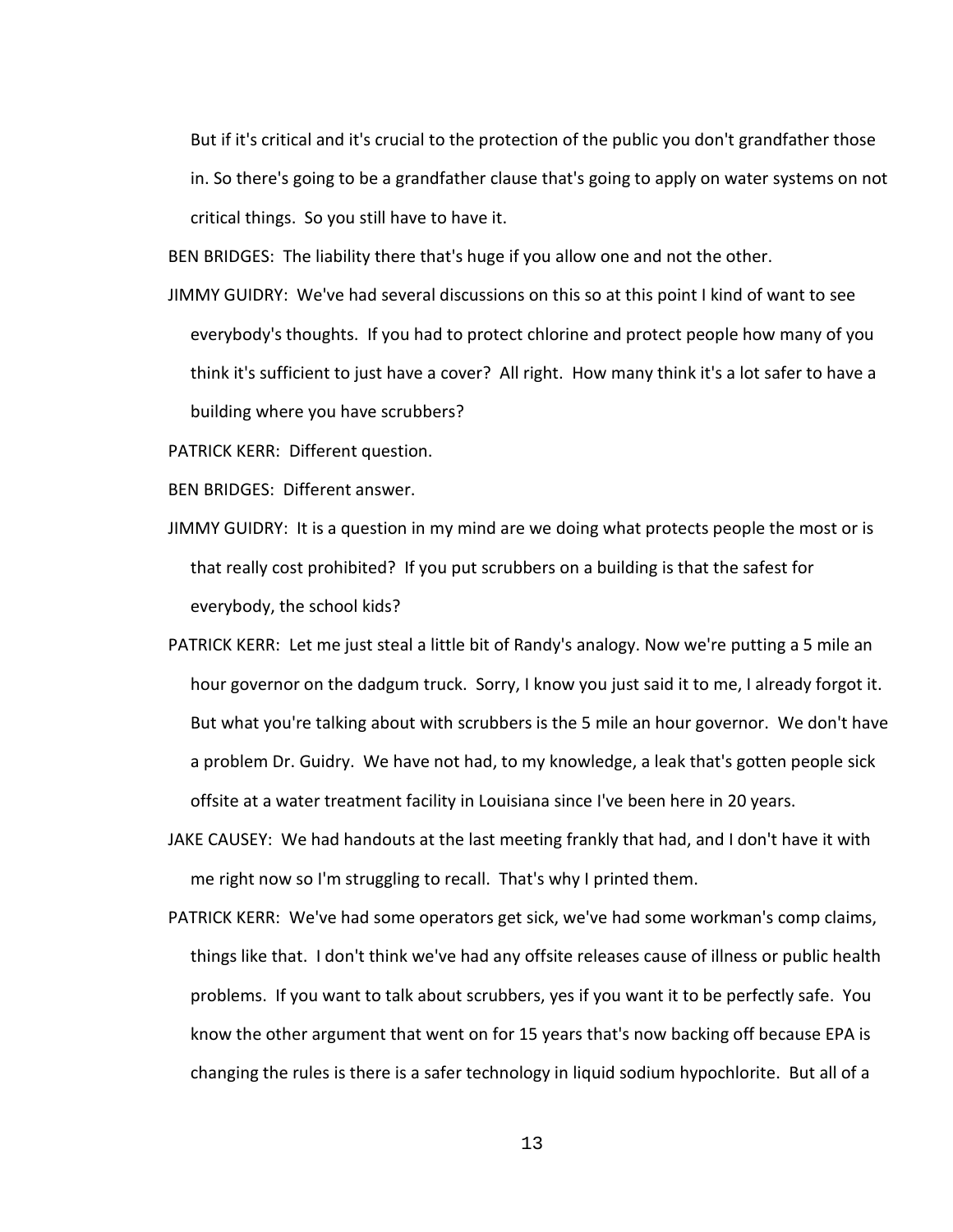But if it's critical and it's crucial to the protection of the public you don't grandfather those in. So there's going to be a grandfather clause that's going to apply on water systems on not critical things. So you still have to have it.

BEN BRIDGES: The liability there that's huge if you allow one and not the other.

JIMMY GUIDRY: We've had several discussions on this so at this point I kind of want to see everybody's thoughts. If you had to protect chlorine and protect people how many of you think it's sufficient to just have a cover? All right. How many think it's a lot safer to have a building where you have scrubbers?

PATRICK KERR: Different question.

BEN BRIDGES: Different answer.

JIMMY GUIDRY: It is a question in my mind are we doing what protects people the most or is that really cost prohibited? If you put scrubbers on a building is that the safest for everybody, the school kids?

PATRICK KERR: Let me just steal a little bit of Randy's analogy. Now we're putting a 5 mile an hour governor on the dadgum truck. Sorry, I know you just said it to me, I already forgot it. But what you're talking about with scrubbers is the 5 mile an hour governor. We don't have a problem Dr. Guidry. We have not had, to my knowledge, a leak that's gotten people sick offsite at a water treatment facility in Louisiana since I've been here in 20 years.

JAKE CAUSEY: We had handouts at the last meeting frankly that had, and I don't have it with me right now so I'm struggling to recall. That's why I printed them.

PATRICK KERR: We've had some operators get sick, we've had some workman's comp claims, things like that. I don't think we've had any offsite releases cause of illness or public health problems. If you want to talk about scrubbers, yes if you want it to be perfectly safe. You know the other argument that went on for 15 years that's now backing off because EPA is changing the rules is there is a safer technology in liquid sodium hypochlorite. But all of a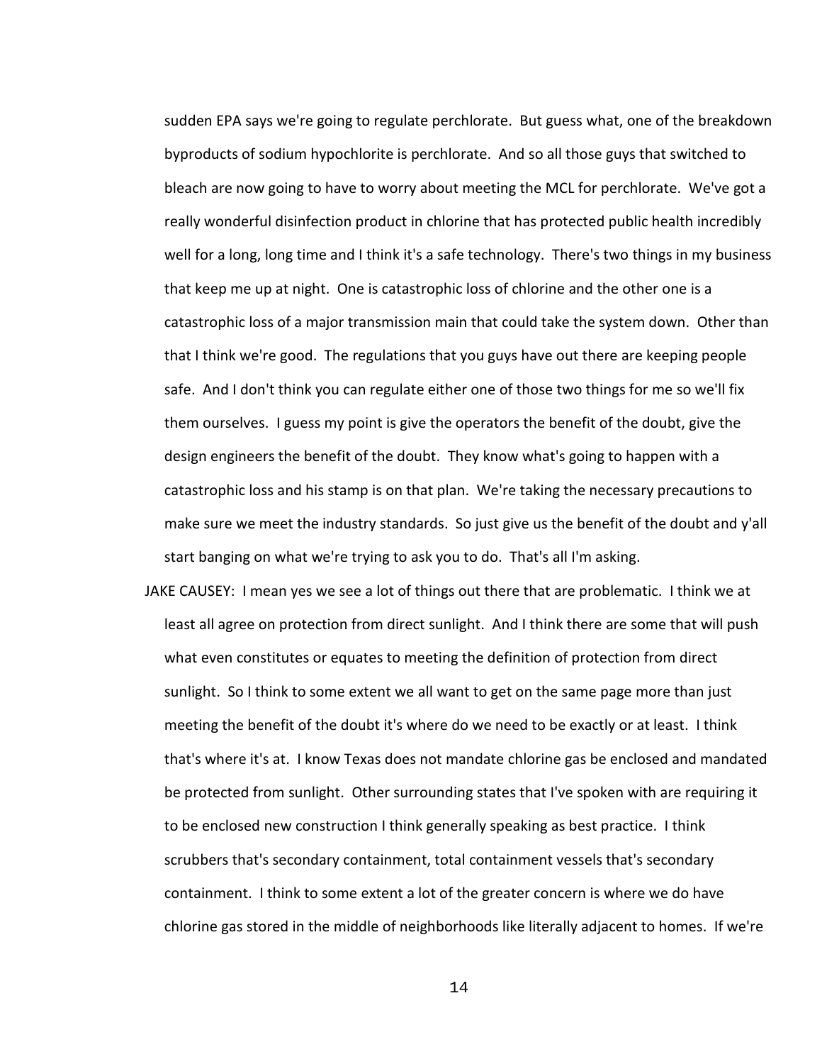sudden EPA says we're going to regulate perchlorate. But guess what, one of the breakdown byproducts of sodium hypochlorite is perchlorate. And so all those guys that switched to bleach are now going to have to worry about meeting the MCL for perchlorate. We've got a really wonderful disinfection product in chlorine that has protected public health incredibly well for a long, long time and I think it's a safe technology. There's two things in my business that keep me up at night. One is catastrophic loss of chlorine and the other one is a catastrophic loss of a major transmission main that could take the system down. Other than that I think we're good. The regulations that you guys have out there are keeping people safe. And I don't think you can regulate either one of those two things for me so we'll fix them ourselves. I guess my point is give the operators the benefit of the doubt, give the design engineers the benefit of the doubt. They know what's going to happen with a catastrophic loss and his stamp is on that plan. We're taking the necessary precautions to make sure we meet the industry standards. So just give us the benefit of the doubt and y'all start banging on what we're trying to ask you to do. That's all I'm asking.

JAKE CAUSEY: I mean yes we see a lot of things out there that are problematic. I think we at least all agree on protection from direct sunlight. And I think there are some that will push what even constitutes or equates to meeting the definition of protection from direct sunlight. So I think to some extent we all want to get on the same page more than just meeting the benefit of the doubt it's where do we need to be exactly or at least. I think that's where it's at. I know Texas does not mandate chlorine gas be enclosed and mandated be protected from sunlight. Other surrounding states that I've spoken with are requiring it to be enclosed new construction I think generally speaking as best practice. I think scrubbers that's secondary containment, total containment vessels that's secondary containment. I think to some extent a lot of the greater concern is where we do have chlorine gas stored in the middle of neighborhoods like literally adjacent to homes. If we're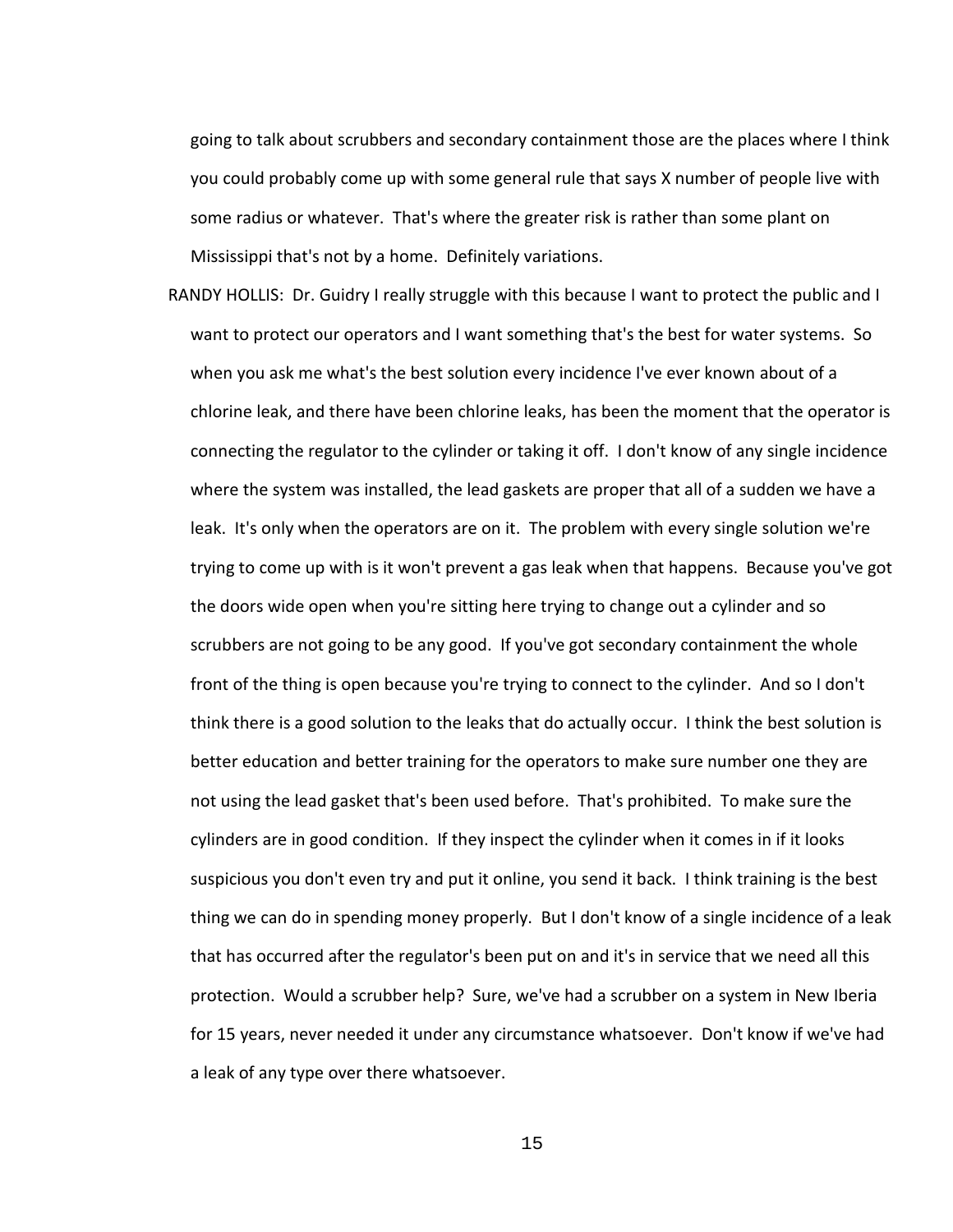going to talk about scrubbers and secondary containment those are the places where I think you could probably come up with some general rule that says X number of people live with some radius or whatever. That's where the greater risk is rather than some plant on Mississippi that's not by a home. Definitely variations.

RANDY HOLLIS: Dr. Guidry I really struggle with this because I want to protect the public and I want to protect our operators and I want something that's the best for water systems. So when you ask me what's the best solution every incidence I've ever known about of a chlorine leak, and there have been chlorine leaks, has been the moment that the operator is connecting the regulator to the cylinder or taking it off. I don't know of any single incidence where the system was installed, the lead gaskets are proper that all of a sudden we have a leak. It's only when the operators are on it. The problem with every single solution we're trying to come up with is it won't prevent a gas leak when that happens. Because you've got the doors wide open when you're sitting here trying to change out a cylinder and so scrubbers are not going to be any good. If you've got secondary containment the whole front of the thing is open because you're trying to connect to the cylinder. And so I don't think there is a good solution to the leaks that do actually occur. I think the best solution is better education and better training for the operators to make sure number one they are not using the lead gasket that's been used before. That's prohibited. To make sure the cylinders are in good condition. If they inspect the cylinder when it comes in if it looks suspicious you don't even try and put it online, you send it back. I think training is the best thing we can do in spending money properly. But I don't know of a single incidence of a leak that has occurred after the regulator's been put on and it's in service that we need all this protection. Would a scrubber help? Sure, we've had a scrubber on a system in New Iberia for 15 years, never needed it under any circumstance whatsoever. Don't know if we've had a leak of any type over there whatsoever.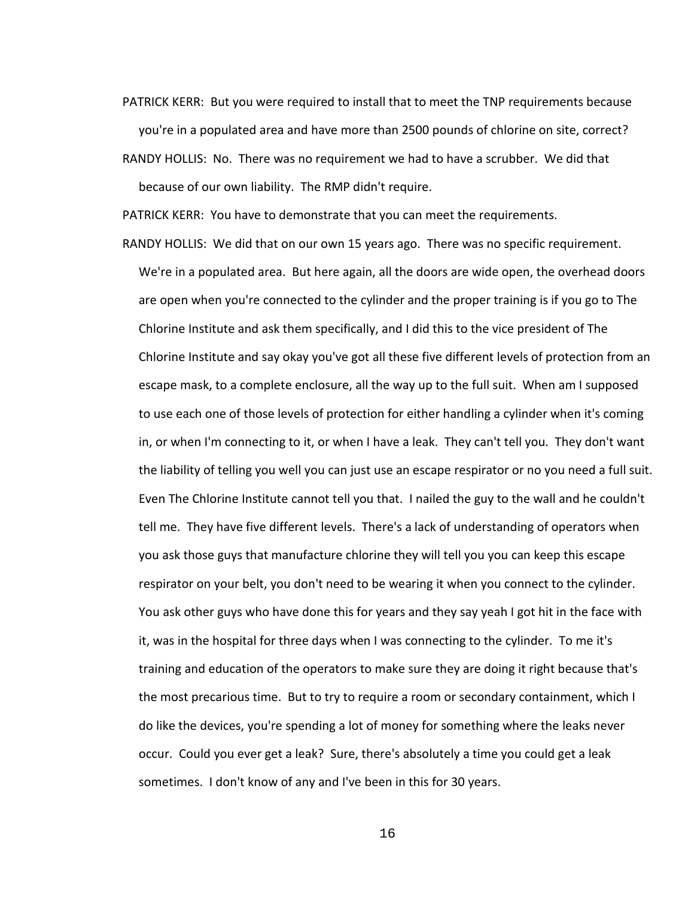PATRICK KERR: But you were required to install that to meet the TNP requirements because you're in a populated area and have more than 2500 pounds of chlorine on site, correct?

RANDY HOLLIS: No. There was no requirement we had to have a scrubber. We did that because of our own liability. The RMP didn't require.

PATRICK KERR: You have to demonstrate that you can meet the requirements.

RANDY HOLLIS: We did that on our own 15 years ago. There was no specific requirement. We're in a populated area. But here again, all the doors are wide open, the overhead doors are open when you're connected to the cylinder and the proper training is if you go to The Chlorine Institute and ask them specifically, and I did this to the vice president of The Chlorine Institute and say okay you've got all these five different levels of protection from an escape mask, to a complete enclosure, all the way up to the full suit. When am I supposed to use each one of those levels of protection for either handling a cylinder when it's coming in, or when I'm connecting to it, or when I have a leak. They can't tell you. They don't want the liability of telling you well you can just use an escape respirator or no you need a full suit. Even The Chlorine Institute cannot tell you that. I nailed the guy to the wall and he couldn't tell me. They have five different levels. There's a lack of understanding of operators when you ask those guys that manufacture chlorine they will tell you you can keep this escape respirator on your belt, you don't need to be wearing it when you connect to the cylinder. You ask other guys who have done this for years and they say yeah I got hit in the face with it, was in the hospital for three days when I was connecting to the cylinder. To me it's training and education of the operators to make sure they are doing it right because that's the most precarious time. But to try to require a room or secondary containment, which I do like the devices, you're spending a lot of money for something where the leaks never occur. Could you ever get a leak? Sure, there's absolutely a time you could get a leak sometimes. I don't know of any and I've been in this for 30 years.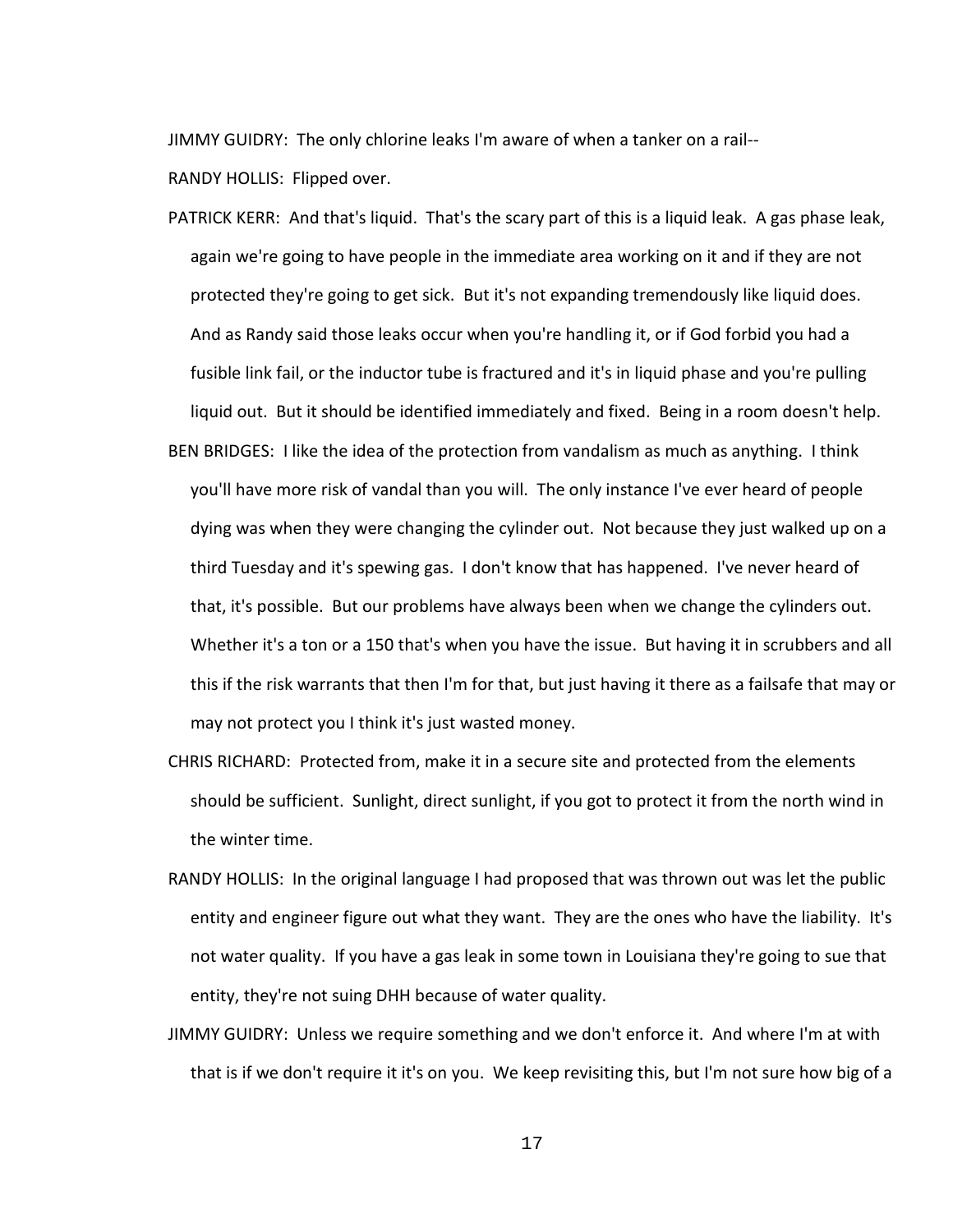JIMMY GUIDRY: The only chlorine leaks I'm aware of when a tanker on a rail--

RANDY HOLLIS: Flipped over.

PATRICK KERR: And that's liquid. That's the scary part of this is a liquid leak. A gas phase leak, again we're going to have people in the immediate area working on it and if they are not protected they're going to get sick. But it's not expanding tremendously like liquid does. And as Randy said those leaks occur when you're handling it, or if God forbid you had a fusible link fail, or the inductor tube is fractured and it's in liquid phase and you're pulling liquid out. But it should be identified immediately and fixed. Being in a room doesn't help.

BEN BRIDGES: I like the idea of the protection from vandalism as much as anything. I think you'll have more risk of vandal than you will. The only instance I've ever heard of people dying was when they were changing the cylinder out. Not because they just walked up on a third Tuesday and it's spewing gas. I don't know that has happened. I've never heard of that, it's possible. But our problems have always been when we change the cylinders out. Whether it's a ton or a 150 that's when you have the issue. But having it in scrubbers and all this if the risk warrants that then I'm for that, but just having it there as a failsafe that may or may not protect you I think it's just wasted money.

CHRIS RICHARD: Protected from, make it in a secure site and protected from the elements should be sufficient. Sunlight, direct sunlight, if you got to protect it from the north wind in the winter time.

RANDY HOLLIS: In the original language I had proposed that was thrown out was let the public entity and engineer figure out what they want. They are the ones who have the liability. It's not water quality. If you have a gas leak in some town in Louisiana they're going to sue that entity, they're not suing DHH because of water quality.

JIMMY GUIDRY: Unless we require something and we don't enforce it. And where I'm at with that is if we don't require it it's on you. We keep revisiting this, but I'm not sure how big of a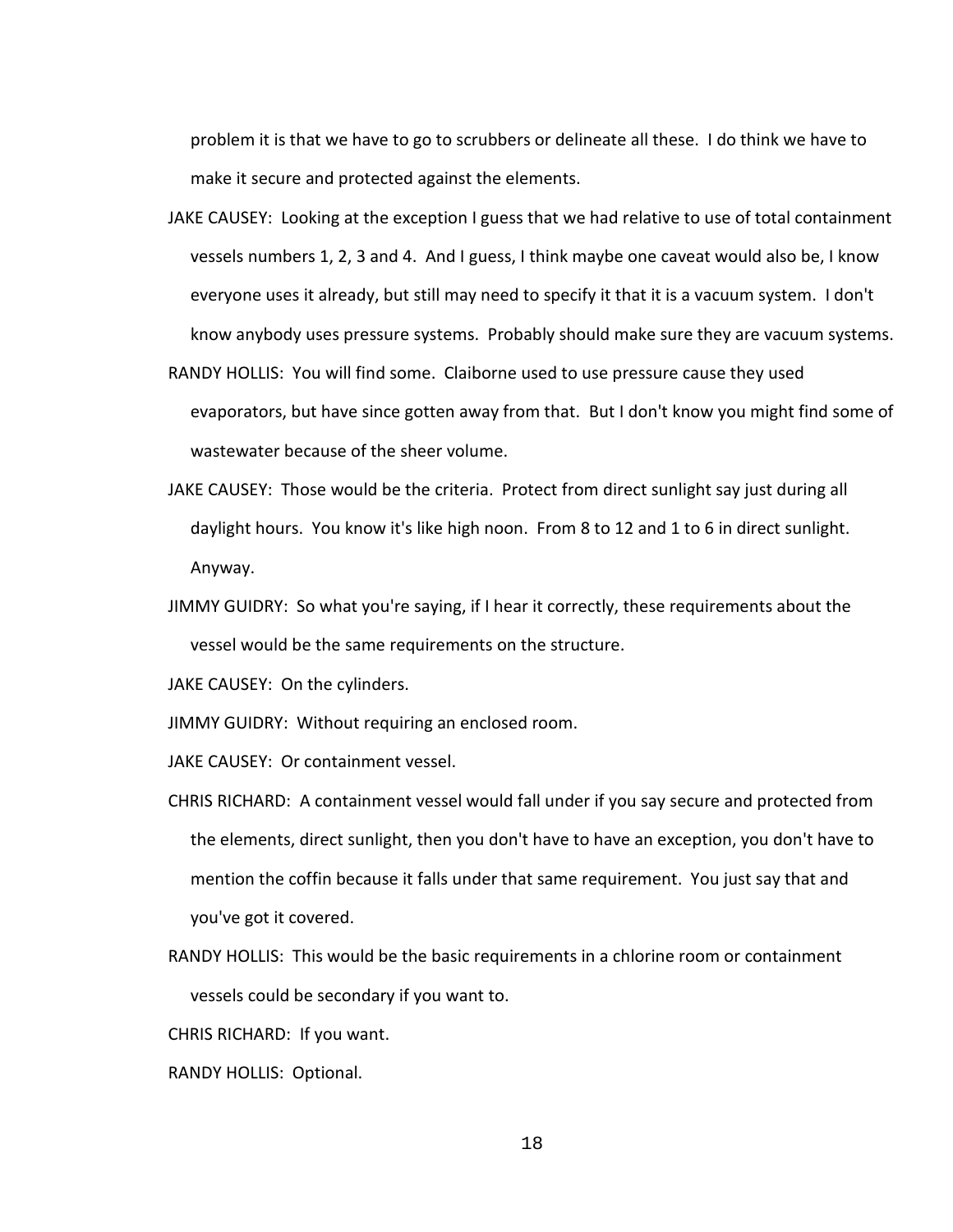problem it is that we have to go to scrubbers or delineate all these. I do think we have to make it secure and protected against the elements.

JAKE CAUSEY: Looking at the exception I guess that we had relative to use of total containment vessels numbers 1, 2, 3 and 4. And I guess, I think maybe one caveat would also be, I know everyone uses it already, but still may need to specify it that it is a vacuum system. I don't know anybody uses pressure systems. Probably should make sure they are vacuum systems.

RANDY HOLLIS: You will find some. Claiborne used to use pressure cause they used evaporators, but have since gotten away from that. But I don't know you might find some of wastewater because of the sheer volume.

JAKE CAUSEY: Those would be the criteria. Protect from direct sunlight say just during all daylight hours. You know it's like high noon. From 8 to 12 and 1 to 6 in direct sunlight. Anyway.

JIMMY GUIDRY: So what you're saying, if I hear it correctly, these requirements about the vessel would be the same requirements on the structure.

JAKE CAUSEY: On the cylinders.

JIMMY GUIDRY: Without requiring an enclosed room.

JAKE CAUSEY: Or containment vessel.

CHRIS RICHARD: A containment vessel would fall under if you say secure and protected from the elements, direct sunlight, then you don't have to have an exception, you don't have to mention the coffin because it falls under that same requirement. You just say that and you've got it covered.

RANDY HOLLIS: This would be the basic requirements in a chlorine room or containment vessels could be secondary if you want to.

CHRIS RICHARD: If you want.

RANDY HOLLIS: Optional.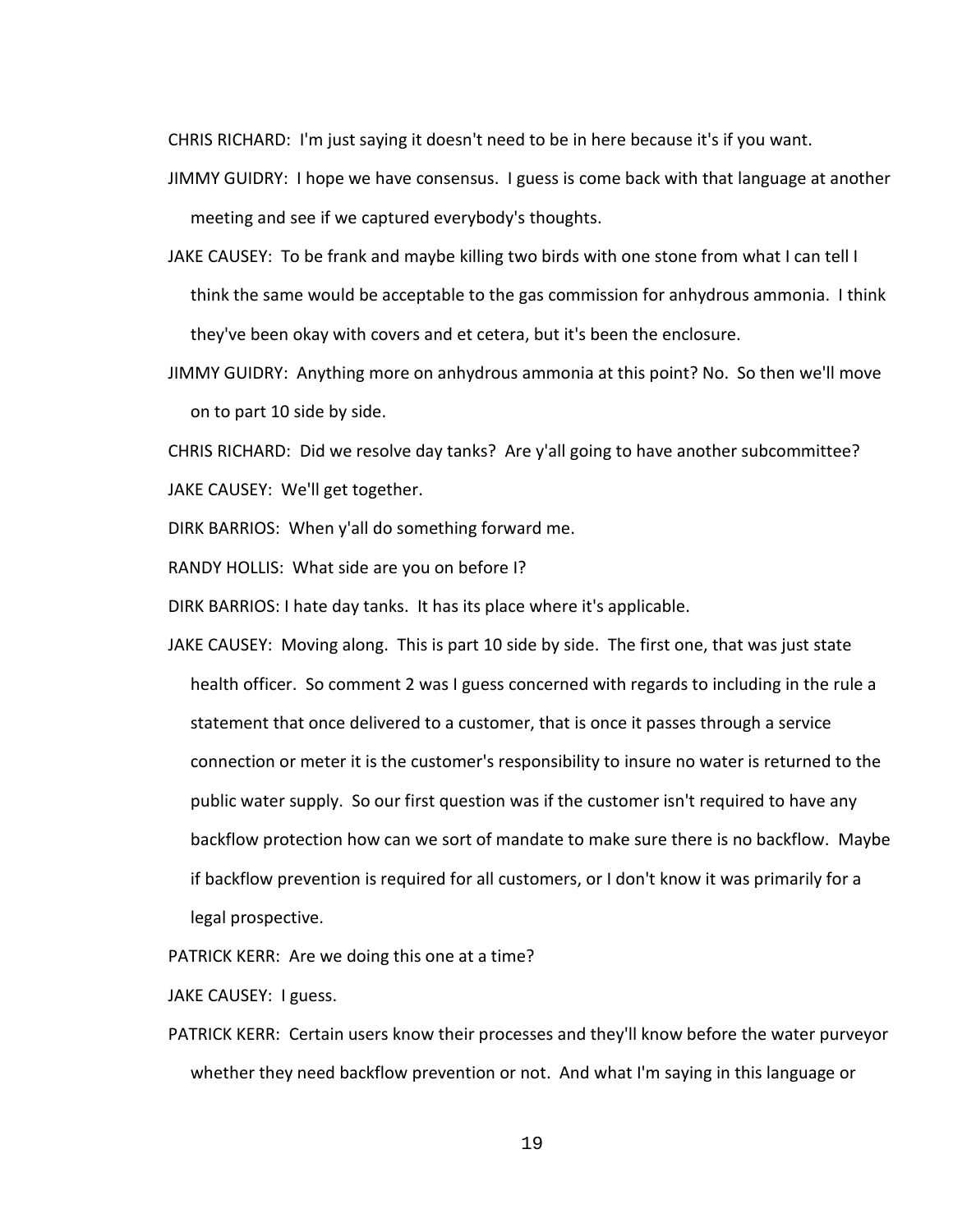CHRIS RICHARD: I'm just saying it doesn't need to be in here because it's if you want.

JIMMY GUIDRY: I hope we have consensus. I guess is come back with that language at another meeting and see if we captured everybody's thoughts.

JAKE CAUSEY: To be frank and maybe killing two birds with one stone from what I can tell I think the same would be acceptable to the gas commission for anhydrous ammonia. I think they've been okay with covers and et cetera, but it's been the enclosure.

JIMMY GUIDRY: Anything more on anhydrous ammonia at this point? No. So then we'll move on to part 10 side by side.

CHRIS RICHARD: Did we resolve day tanks? Are y'all going to have another subcommittee?

JAKE CAUSEY: We'll get together.

DIRK BARRIOS: When y'all do something forward me.

RANDY HOLLIS: What side are you on before I?

DIRK BARRIOS: I hate day tanks. It has its place where it's applicable.

JAKE CAUSEY: Moving along. This is part 10 side by side. The first one, that was just state health officer. So comment 2 was I guess concerned with regards to including in the rule a statement that once delivered to a customer, that is once it passes through a service connection or meter it is the customer's responsibility to insure no water is returned to the public water supply. So our first question was if the customer isn't required to have any backflow protection how can we sort of mandate to make sure there is no backflow. Maybe if backflow prevention is required for all customers, or I don't know it was primarily for a legal prospective.

PATRICK KERR: Are we doing this one at a time?

JAKE CAUSEY: I guess.

PATRICK KERR: Certain users know their processes and they'll know before the water purveyor whether they need backflow prevention or not. And what I'm saying in this language or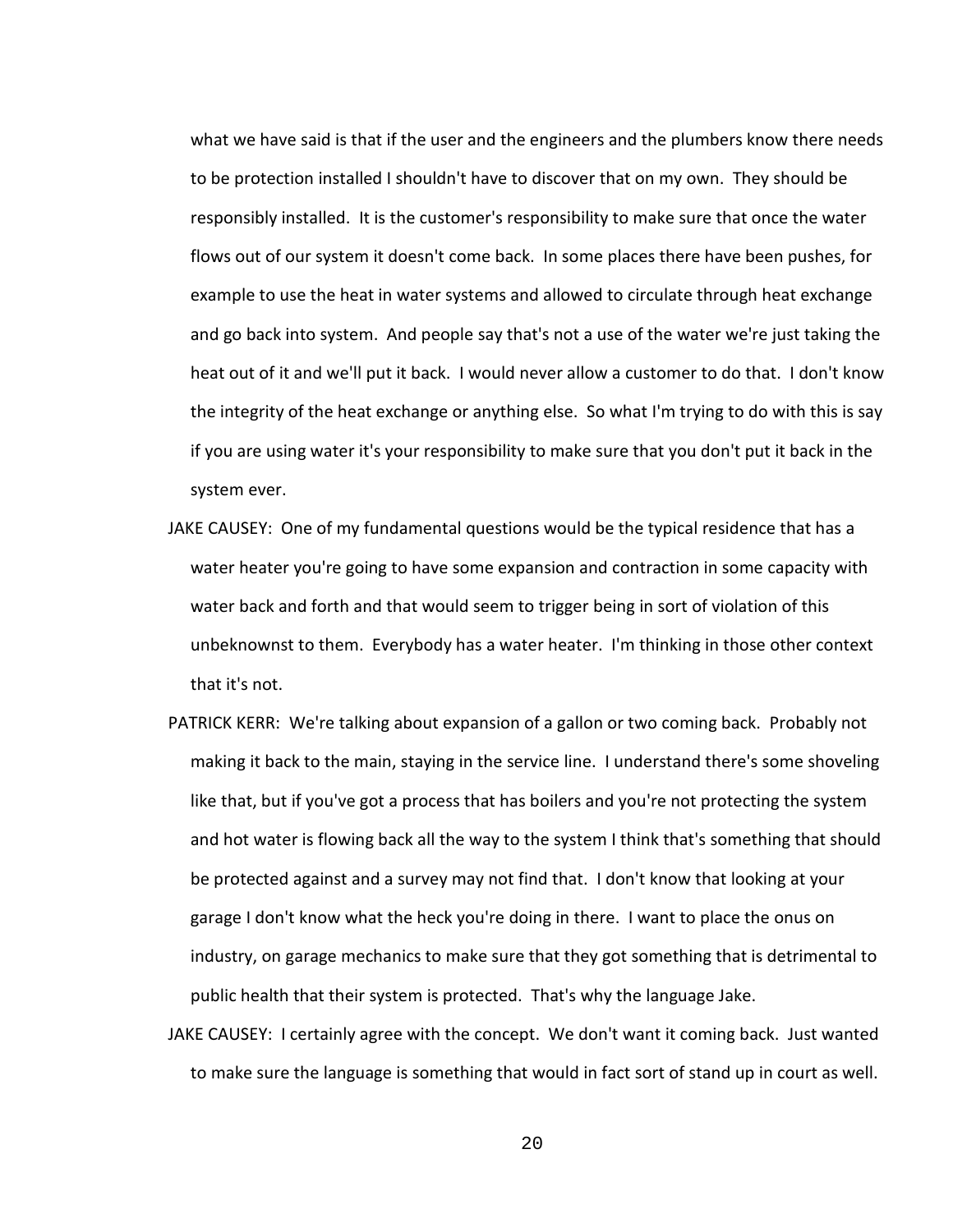what we have said is that if the user and the engineers and the plumbers know there needs to be protection installed I shouldn't have to discover that on my own. They should be responsibly installed. It is the customer's responsibility to make sure that once the water flows out of our system it doesn't come back. In some places there have been pushes, for example to use the heat in water systems and allowed to circulate through heat exchange and go back into system. And people say that's not a use of the water we're just taking the heat out of it and we'll put it back. I would never allow a customer to do that. I don't know the integrity of the heat exchange or anything else. So what I'm trying to do with this is say if you are using water it's your responsibility to make sure that you don't put it back in the system ever.

JAKE CAUSEY: One of my fundamental questions would be the typical residence that has a water heater you're going to have some expansion and contraction in some capacity with water back and forth and that would seem to trigger being in sort of violation of this unbeknownst to them. Everybody has a water heater. I'm thinking in those other context that it's not.

PATRICK KERR: We're talking about expansion of a gallon or two coming back. Probably not making it back to the main, staying in the service line. I understand there's some shoveling like that, but if you've got a process that has boilers and you're not protecting the system and hot water is flowing back all the way to the system I think that's something that should be protected against and a survey may not find that. I don't know that looking at your garage I don't know what the heck you're doing in there. I want to place the onus on industry, on garage mechanics to make sure that they got something that is detrimental to public health that their system is protected. That's why the language Jake.

JAKE CAUSEY: I certainly agree with the concept. We don't want it coming back. Just wanted to make sure the language is something that would in fact sort of stand up in court as well.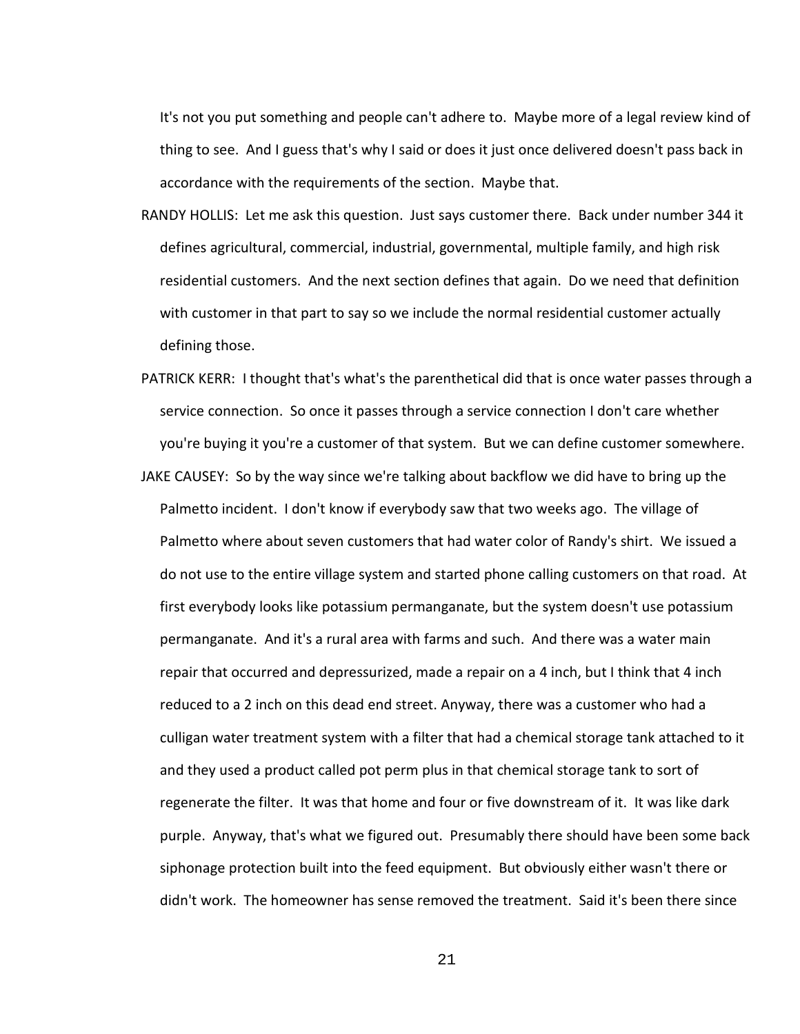It's not you put something and people can't adhere to. Maybe more of a legal review kind of thing to see. And I guess that's why I said or does it just once delivered doesn't pass back in accordance with the requirements of the section. Maybe that.

RANDY HOLLIS: Let me ask this question. Just says customer there. Back under number 344 it defines agricultural, commercial, industrial, governmental, multiple family, and high risk residential customers. And the next section defines that again. Do we need that definition with customer in that part to say so we include the normal residential customer actually defining those.

PATRICK KERR: I thought that's what's the parenthetical did that is once water passes through a service connection. So once it passes through a service connection I don't care whether you're buying it you're a customer of that system. But we can define customer somewhere.

JAKE CAUSEY: So by the way since we're talking about backflow we did have to bring up the Palmetto incident. I don't know if everybody saw that two weeks ago. The village of Palmetto where about seven customers that had water color of Randy's shirt. We issued a do not use to the entire village system and started phone calling customers on that road. At first everybody looks like potassium permanganate, but the system doesn't use potassium permanganate. And it's a rural area with farms and such. And there was a water main repair that occurred and depressurized, made a repair on a 4 inch, but I think that 4 inch reduced to a 2 inch on this dead end street. Anyway, there was a customer who had a culligan water treatment system with a filter that had a chemical storage tank attached to it and they used a product called pot perm plus in that chemical storage tank to sort of regenerate the filter. It was that home and four or five downstream of it. It was like dark purple. Anyway, that's what we figured out. Presumably there should have been some back siphonage protection built into the feed equipment. But obviously either wasn't there or didn't work. The homeowner has sense removed the treatment. Said it's been there since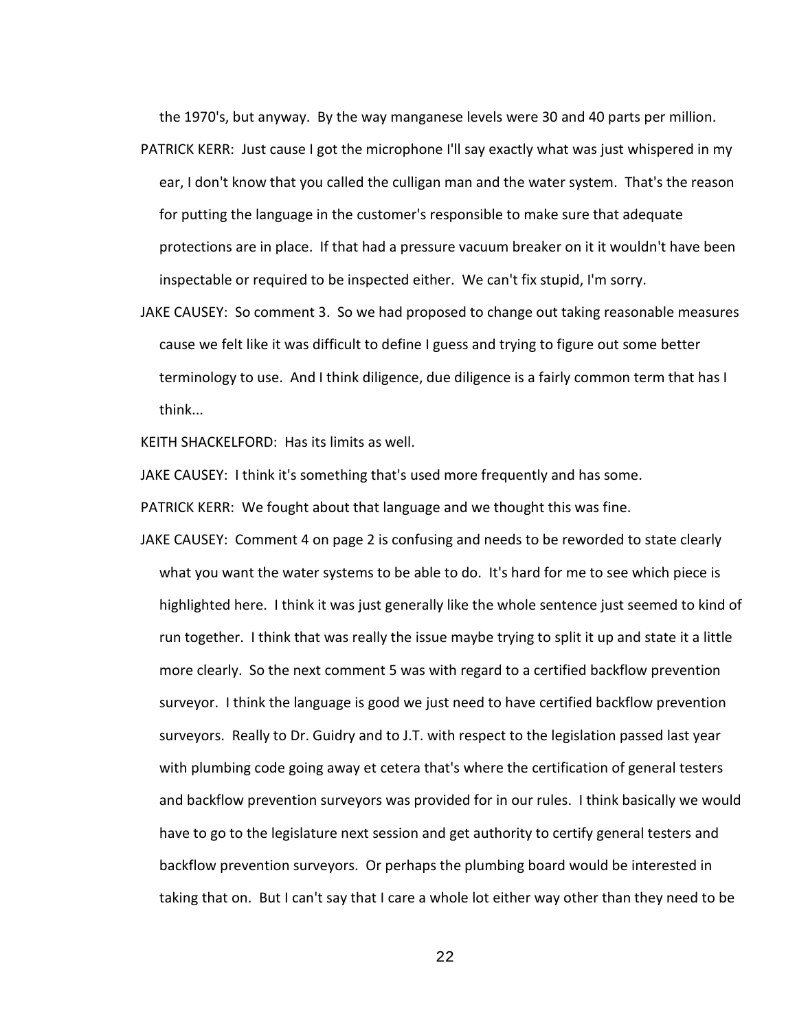the 1970's, but anyway. By the way manganese levels were 30 and 40 parts per million.

PATRICK KERR: Just cause I got the microphone I'll say exactly what was just whispered in my ear, I don't know that you called the culligan man and the water system. That's the reason for putting the language in the customer's responsible to make sure that adequate protections are in place. If that had a pressure vacuum breaker on it it wouldn't have been inspectable or required to be inspected either. We can't fix stupid, I'm sorry.

JAKE CAUSEY: So comment 3. So we had proposed to change out taking reasonable measures cause we felt like it was difficult to define I guess and trying to figure out some better terminology to use. And I think diligence, due diligence is a fairly common term that has I think...

KEITH SHACKELFORD: Has its limits as well.

JAKE CAUSEY: I think it's something that's used more frequently and has some.

PATRICK KERR: We fought about that language and we thought this was fine.

JAKE CAUSEY: Comment 4 on page 2 is confusing and needs to be reworded to state clearly what you want the water systems to be able to do. It's hard for me to see which piece is highlighted here. I think it was just generally like the whole sentence just seemed to kind of run together. I think that was really the issue maybe trying to split it up and state it a little more clearly. So the next comment 5 was with regard to a certified backflow prevention surveyor. I think the language is good we just need to have certified backflow prevention surveyors. Really to Dr. Guidry and to J.T. with respect to the legislation passed last year with plumbing code going away et cetera that's where the certification of general testers and backflow prevention surveyors was provided for in our rules. I think basically we would have to go to the legislature next session and get authority to certify general testers and backflow prevention surveyors. Or perhaps the plumbing board would be interested in taking that on. But I can't say that I care a whole lot either way other than they need to be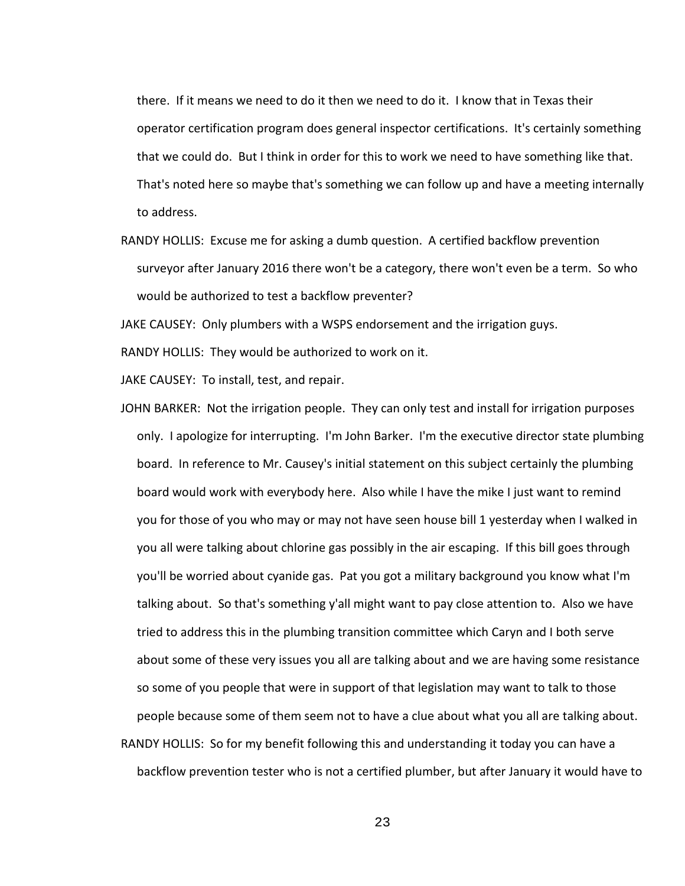there. If it means we need to do it then we need to do it. I know that in Texas their operator certification program does general inspector certifications. It's certainly something that we could do. But I think in order for this to work we need to have something like that. That's noted here so maybe that's something we can follow up and have a meeting internally to address.

RANDY HOLLIS: Excuse me for asking a dumb question. A certified backflow prevention surveyor after January 2016 there won't be a category, there won't even be a term. So who would be authorized to test a backflow preventer?

JAKE CAUSEY: Only plumbers with a WSPS endorsement and the irrigation guys.

RANDY HOLLIS: They would be authorized to work on it.

JAKE CAUSEY: To install, test, and repair.

JOHN BARKER: Not the irrigation people. They can only test and install for irrigation purposes only. I apologize for interrupting. I'm John Barker. I'm the executive director state plumbing board. In reference to Mr. Causey's initial statement on this subject certainly the plumbing board would work with everybody here. Also while I have the mike I just want to remind you for those of you who may or may not have seen house bill 1 yesterday when I walked in you all were talking about chlorine gas possibly in the air escaping. If this bill goes through you'll be worried about cyanide gas. Pat you got a military background you know what I'm talking about. So that's something y'all might want to pay close attention to. Also we have tried to address this in the plumbing transition committee which Caryn and I both serve about some of these very issues you all are talking about and we are having some resistance so some of you people that were in support of that legislation may want to talk to those people because some of them seem not to have a clue about what you all are talking about.

RANDY HOLLIS: So for my benefit following this and understanding it today you can have a backflow prevention tester who is not a certified plumber, but after January it would have to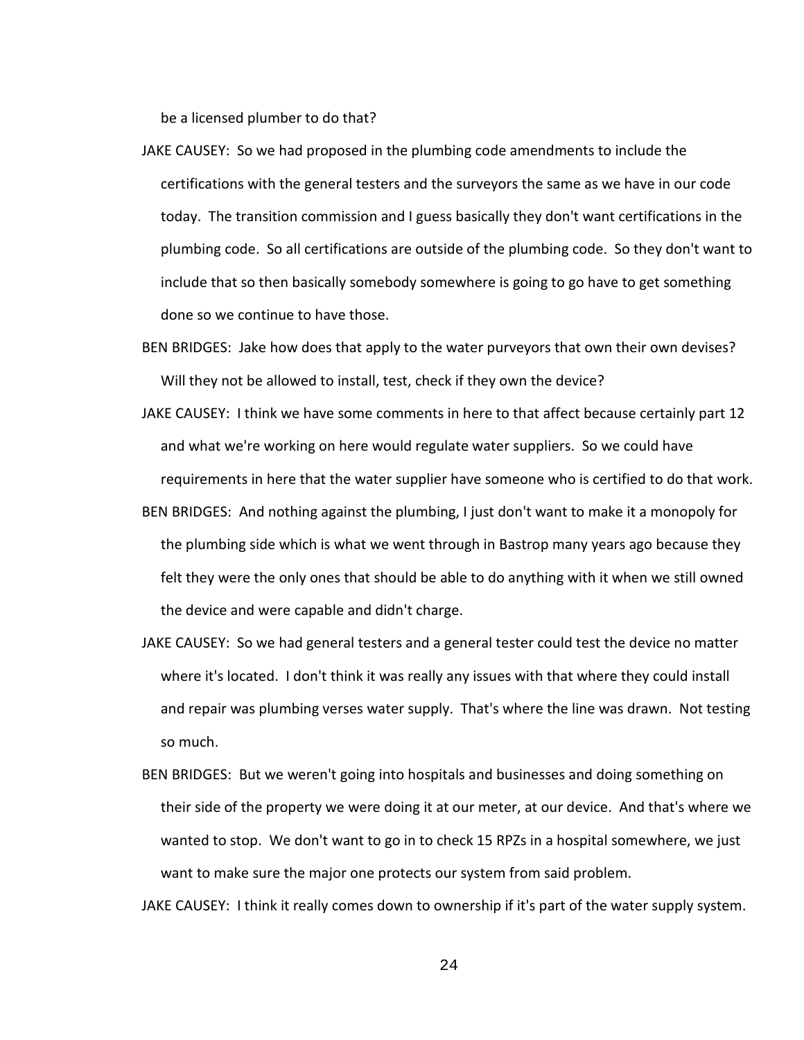be a licensed plumber to do that?

JAKE CAUSEY: So we had proposed in the plumbing code amendments to include the certifications with the general testers and the surveyors the same as we have in our code today. The transition commission and I guess basically they don't want certifications in the plumbing code. So all certifications are outside of the plumbing code. So they don't want to include that so then basically somebody somewhere is going to go have to get something done so we continue to have those.

BEN BRIDGES: Jake how does that apply to the water purveyors that own their own devises? Will they not be allowed to install, test, check if they own the device?

JAKE CAUSEY: I think we have some comments in here to that affect because certainly part 12 and what we're working on here would regulate water suppliers. So we could have requirements in here that the water supplier have someone who is certified to do that work.

BEN BRIDGES: And nothing against the plumbing, I just don't want to make it a monopoly for the plumbing side which is what we went through in Bastrop many years ago because they felt they were the only ones that should be able to do anything with it when we still owned the device and were capable and didn't charge.

JAKE CAUSEY: So we had general testers and a general tester could test the device no matter where it's located. I don't think it was really any issues with that where they could install and repair was plumbing verses water supply. That's where the line was drawn. Not testing so much.

BEN BRIDGES: But we weren't going into hospitals and businesses and doing something on their side of the property we were doing it at our meter, at our device. And that's where we wanted to stop. We don't want to go in to check 15 RPZs in a hospital somewhere, we just want to make sure the major one protects our system from said problem.

JAKE CAUSEY: I think it really comes down to ownership if it's part of the water supply system.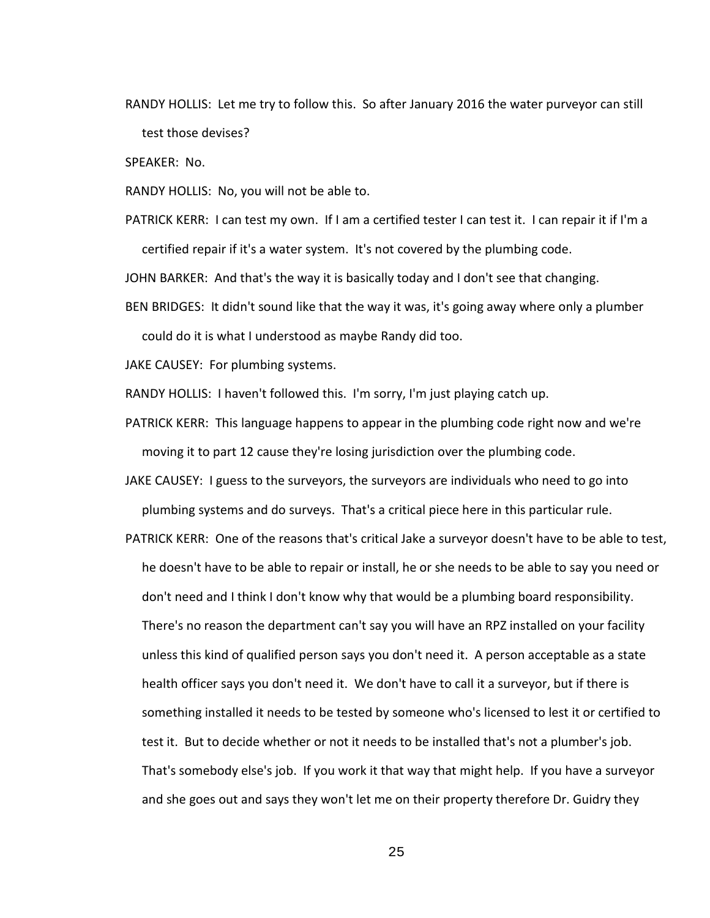RANDY HOLLIS: Let me try to follow this. So after January 2016 the water purveyor can still test those devises?

SPEAKER: No.

RANDY HOLLIS: No, you will not be able to.

PATRICK KERR: I can test my own. If I am a certified tester I can test it. I can repair it if I'm a certified repair if it's a water system. It's not covered by the plumbing code.

JOHN BARKER: And that's the way it is basically today and I don't see that changing.

BEN BRIDGES: It didn't sound like that the way it was, it's going away where only a plumber could do it is what I understood as maybe Randy did too.

JAKE CAUSEY: For plumbing systems.

RANDY HOLLIS: I haven't followed this. I'm sorry, I'm just playing catch up.

PATRICK KERR: This language happens to appear in the plumbing code right now and we're moving it to part 12 cause they're losing jurisdiction over the plumbing code.

JAKE CAUSEY: I guess to the surveyors, the surveyors are individuals who need to go into plumbing systems and do surveys. That's a critical piece here in this particular rule.

PATRICK KERR: One of the reasons that's critical Jake a surveyor doesn't have to be able to test, he doesn't have to be able to repair or install, he or she needs to be able to say you need or don't need and I think I don't know why that would be a plumbing board responsibility. There's no reason the department can't say you will have an RPZ installed on your facility unless this kind of qualified person says you don't need it. A person acceptable as a state health officer says you don't need it. We don't have to call it a surveyor, but if there is something installed it needs to be tested by someone who's licensed to lest it or certified to test it. But to decide whether or not it needs to be installed that's not a plumber's job. That's somebody else's job. If you work it that way that might help. If you have a surveyor and she goes out and says they won't let me on their property therefore Dr. Guidry they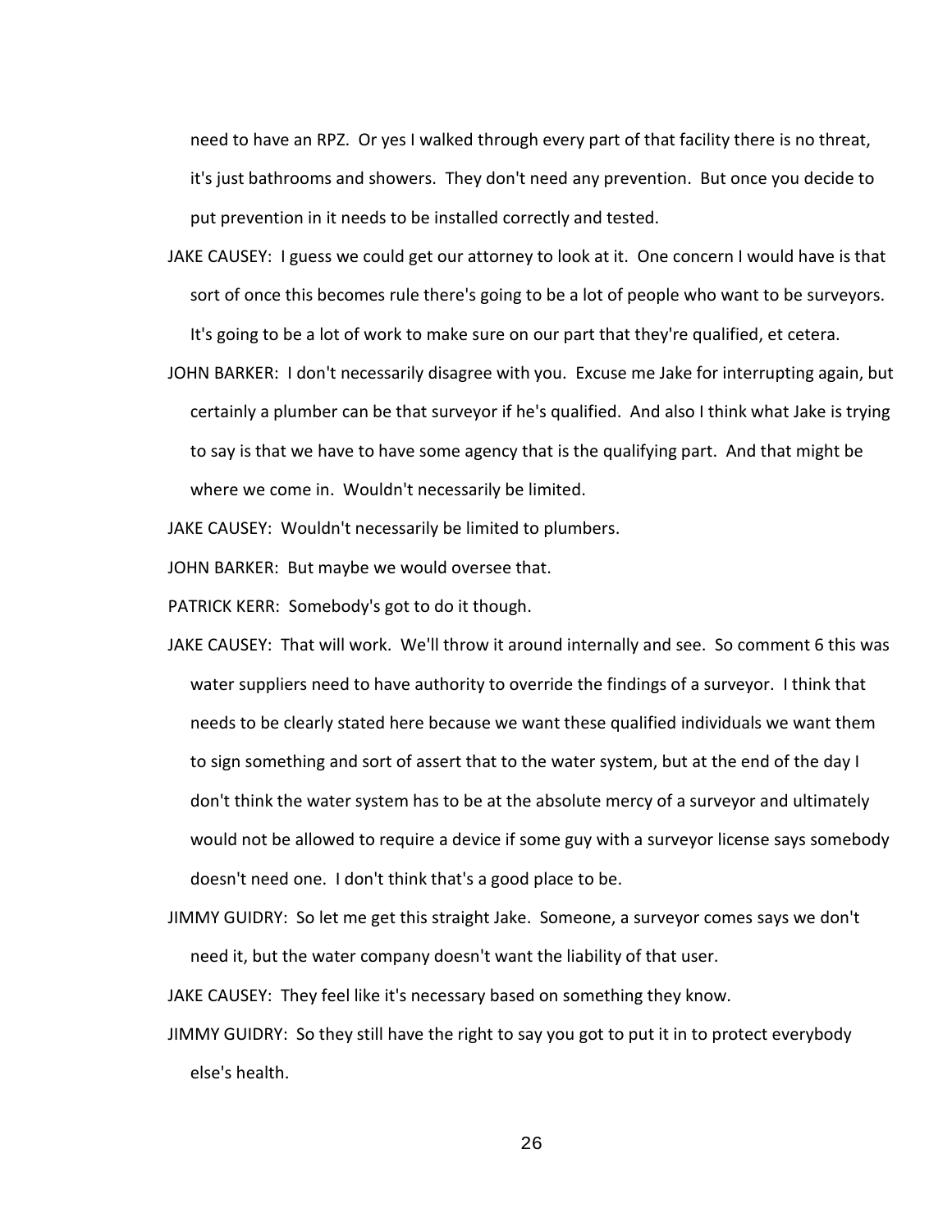need to have an RPZ. Or yes I walked through every part of that facility there is no threat, it's just bathrooms and showers. They don't need any prevention. But once you decide to put prevention in it needs to be installed correctly and tested.

JAKE CAUSEY: I guess we could get our attorney to look at it. One concern I would have is that sort of once this becomes rule there's going to be a lot of people who want to be surveyors. It's going to be a lot of work to make sure on our part that they're qualified, et cetera.

JOHN BARKER: I don't necessarily disagree with you. Excuse me Jake for interrupting again, but certainly a plumber can be that surveyor if he's qualified. And also I think what Jake is trying to say is that we have to have some agency that is the qualifying part. And that might be where we come in. Wouldn't necessarily be limited.

JAKE CAUSEY: Wouldn't necessarily be limited to plumbers.

JOHN BARKER: But maybe we would oversee that.

PATRICK KERR: Somebody's got to do it though.

JAKE CAUSEY: That will work. We'll throw it around internally and see. So comment 6 this was water suppliers need to have authority to override the findings of a surveyor. I think that needs to be clearly stated here because we want these qualified individuals we want them to sign something and sort of assert that to the water system, but at the end of the day I don't think the water system has to be at the absolute mercy of a surveyor and ultimately would not be allowed to require a device if some guy with a surveyor license says somebody doesn't need one. I don't think that's a good place to be.

JIMMY GUIDRY: So let me get this straight Jake. Someone, a surveyor comes says we don't need it, but the water company doesn't want the liability of that user.

JAKE CAUSEY: They feel like it's necessary based on something they know.

JIMMY GUIDRY: So they still have the right to say you got to put it in to protect everybody else's health.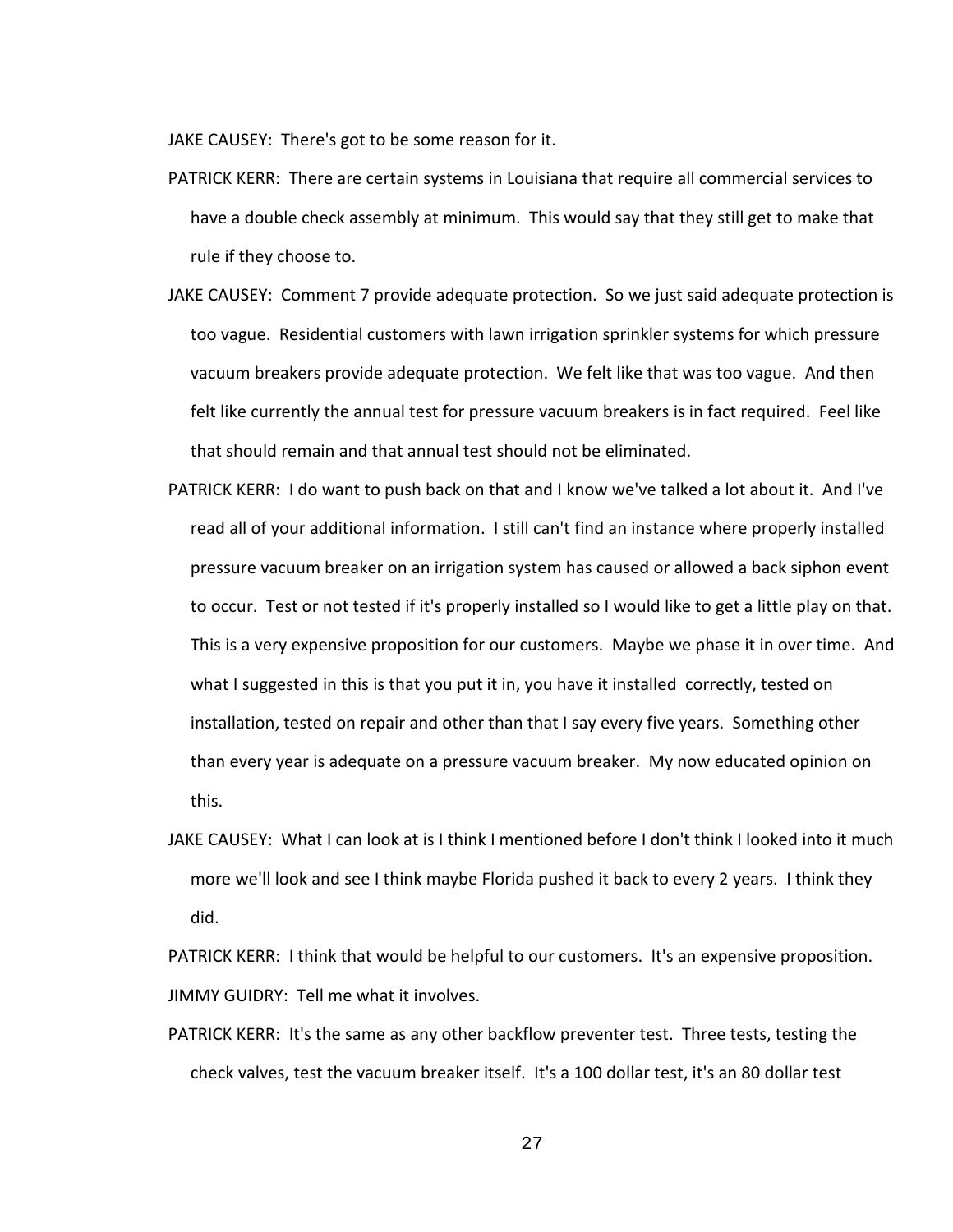JAKE CAUSEY: There's got to be some reason for it.

PATRICK KERR: There are certain systems in Louisiana that require all commercial services to have a double check assembly at minimum. This would say that they still get to make that rule if they choose to.

JAKE CAUSEY: Comment 7 provide adequate protection. So we just said adequate protection is too vague. Residential customers with lawn irrigation sprinkler systems for which pressure vacuum breakers provide adequate protection. We felt like that was too vague. And then felt like currently the annual test for pressure vacuum breakers is in fact required. Feel like that should remain and that annual test should not be eliminated.

PATRICK KERR: I do want to push back on that and I know we've talked a lot about it. And I've read all of your additional information. I still can't find an instance where properly installed pressure vacuum breaker on an irrigation system has caused or allowed a back siphon event to occur. Test or not tested if it's properly installed so I would like to get a little play on that. This is a very expensive proposition for our customers. Maybe we phase it in over time. And what I suggested in this is that you put it in, you have it installed correctly, tested on installation, tested on repair and other than that I say every five years. Something other than every year is adequate on a pressure vacuum breaker. My now educated opinion on this.

JAKE CAUSEY: What I can look at is I think I mentioned before I don't think I looked into it much more we'll look and see I think maybe Florida pushed it back to every 2 years. I think they did.

PATRICK KERR: I think that would be helpful to our customers. It's an expensive proposition.

JIMMY GUIDRY: Tell me what it involves.

PATRICK KERR: It's the same as any other backflow preventer test. Three tests, testing the check valves, test the vacuum breaker itself. It's a 100 dollar test, it's an 80 dollar test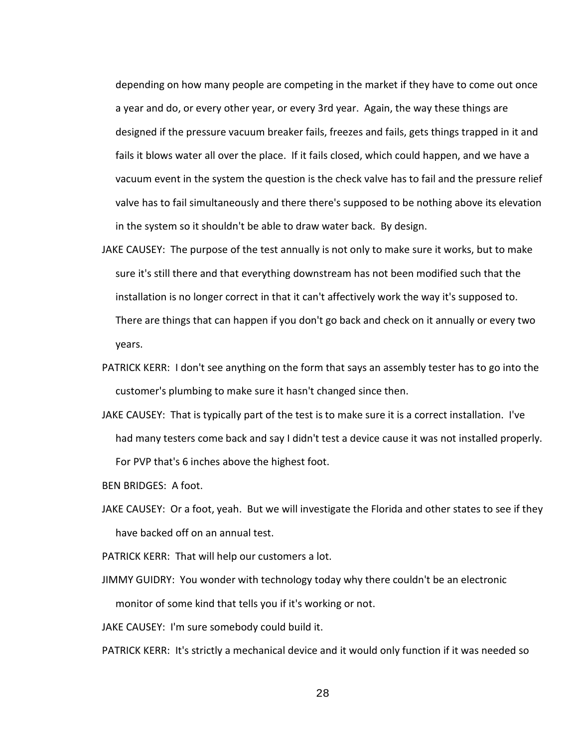depending on how many people are competing in the market if they have to come out once a year and do, or every other year, or every 3rd year. Again, the way these things are designed if the pressure vacuum breaker fails, freezes and fails, gets things trapped in it and fails it blows water all over the place. If it fails closed, which could happen, and we have a vacuum event in the system the question is the check valve has to fail and the pressure relief valve has to fail simultaneously and there there's supposed to be nothing above its elevation in the system so it shouldn't be able to draw water back. By design.

JAKE CAUSEY: The purpose of the test annually is not only to make sure it works, but to make sure it's still there and that everything downstream has not been modified such that the installation is no longer correct in that it can't affectively work the way it's supposed to. There are things that can happen if you don't go back and check on it annually or every two years.

PATRICK KERR: I don't see anything on the form that says an assembly tester has to go into the customer's plumbing to make sure it hasn't changed since then.

JAKE CAUSEY: That is typically part of the test is to make sure it is a correct installation. I've had many testers come back and say I didn't test a device cause it was not installed properly. For PVP that's 6 inches above the highest foot.

BEN BRIDGES: A foot.

JAKE CAUSEY: Or a foot, yeah. But we will investigate the Florida and other states to see if they have backed off on an annual test.

PATRICK KERR: That will help our customers a lot.

JIMMY GUIDRY: You wonder with technology today why there couldn't be an electronic monitor of some kind that tells you if it's working or not.

JAKE CAUSEY: I'm sure somebody could build it.

PATRICK KERR: It's strictly a mechanical device and it would only function if it was needed so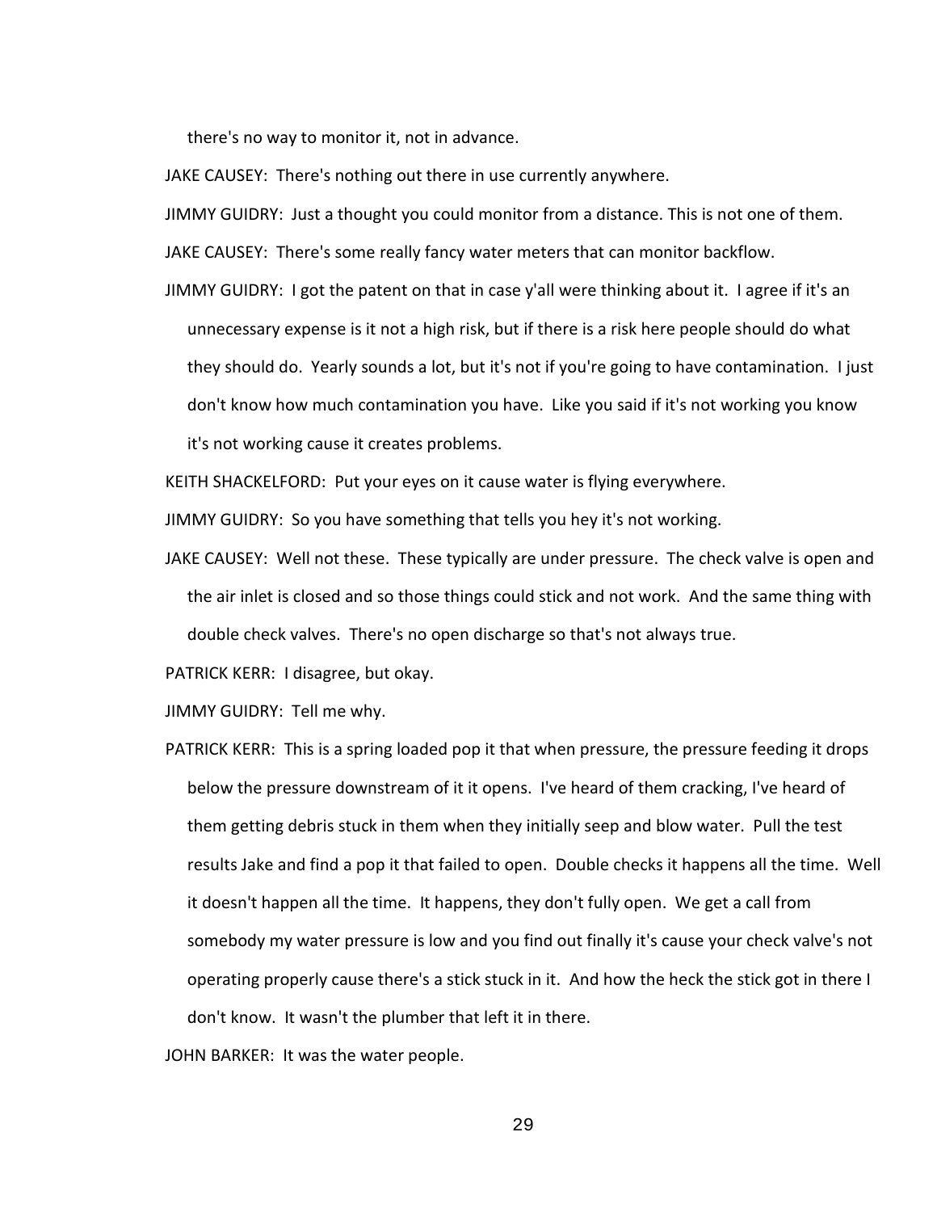there's no way to monitor it, not in advance.

JAKE CAUSEY: There's nothing out there in use currently anywhere.

JIMMY GUIDRY: Just a thought you could monitor from a distance. This is not one of them.

JAKE CAUSEY: There's some really fancy water meters that can monitor backflow.

JIMMY GUIDRY: I got the patent on that in case y'all were thinking about it. I agree if it's an unnecessary expense is it not a high risk, but if there is a risk here people should do what they should do. Yearly sounds a lot, but it's not if you're going to have contamination. I just don't know how much contamination you have. Like you said if it's not working you know it's not working cause it creates problems.

KEITH SHACKELFORD: Put your eyes on it cause water is flying everywhere.

JIMMY GUIDRY: So you have something that tells you hey it's not working.

JAKE CAUSEY: Well not these. These typically are under pressure. The check valve is open and the air inlet is closed and so those things could stick and not work. And the same thing with double check valves. There's no open discharge so that's not always true.

PATRICK KERR: I disagree, but okay.

JIMMY GUIDRY: Tell me why.

PATRICK KERR: This is a spring loaded pop it that when pressure, the pressure feeding it drops below the pressure downstream of it it opens. I've heard of them cracking, I've heard of them getting debris stuck in them when they initially seep and blow water. Pull the test results Jake and find a pop it that failed to open. Double checks it happens all the time. Well it doesn't happen all the time. It happens, they don't fully open. We get a call from somebody my water pressure is low and you find out finally it's cause your check valve's not operating properly cause there's a stick stuck in it. And how the heck the stick got in there I don't know. It wasn't the plumber that left it in there.

JOHN BARKER: It was the water people.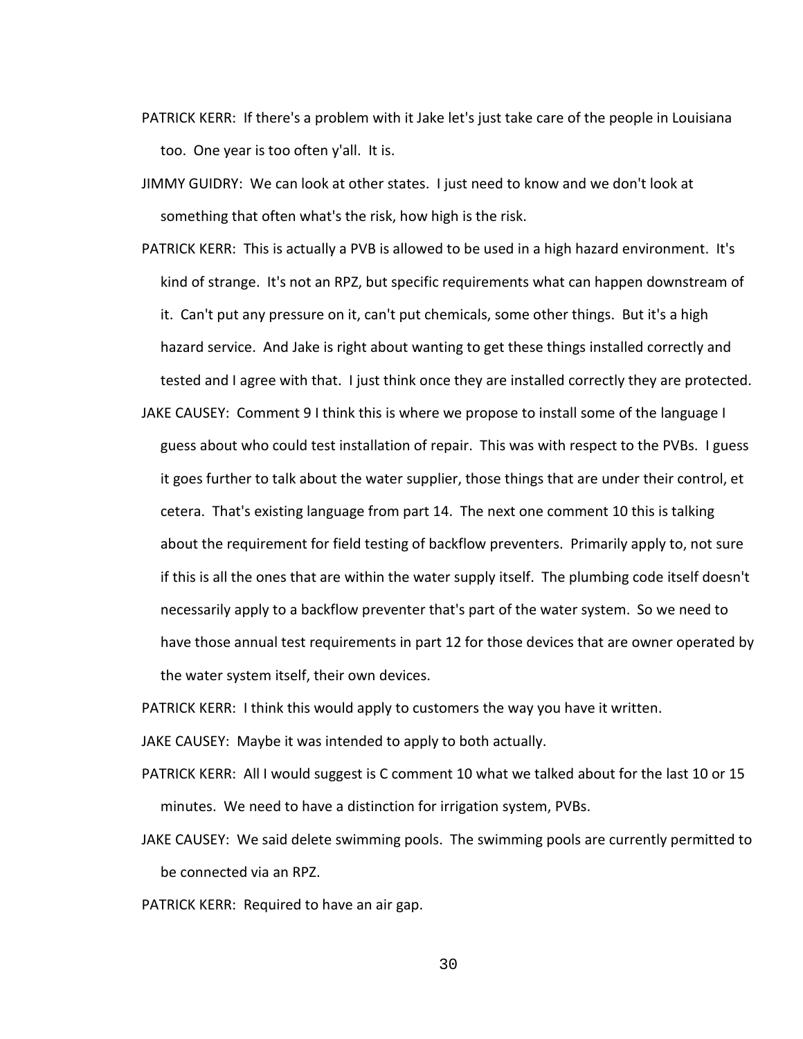PATRICK KERR: If there's a problem with it Jake let's just take care of the people in Louisiana too. One year is too often y'all. It is.

JIMMY GUIDRY: We can look at other states. I just need to know and we don't look at something that often what's the risk, how high is the risk.

PATRICK KERR: This is actually a PVB is allowed to be used in a high hazard environment. It's kind of strange. It's not an RPZ, but specific requirements what can happen downstream of it. Can't put any pressure on it, can't put chemicals, some other things. But it's a high hazard service. And Jake is right about wanting to get these things installed correctly and tested and I agree with that. I just think once they are installed correctly they are protected.

JAKE CAUSEY: Comment 9 I think this is where we propose to install some of the language I guess about who could test installation of repair. This was with respect to the PVBs. I guess it goes further to talk about the water supplier, those things that are under their control, et cetera. That's existing language from part 14. The next one comment 10 this is talking about the requirement for field testing of backflow preventers. Primarily apply to, not sure if this is all the ones that are within the water supply itself. The plumbing code itself doesn't necessarily apply to a backflow preventer that's part of the water system. So we need to have those annual test requirements in part 12 for those devices that are owner operated by the water system itself, their own devices.

PATRICK KERR: I think this would apply to customers the way you have it written.

JAKE CAUSEY: Maybe it was intended to apply to both actually.

PATRICK KERR: All I would suggest is C comment 10 what we talked about for the last 10 or 15 minutes. We need to have a distinction for irrigation system, PVBs.

JAKE CAUSEY: We said delete swimming pools. The swimming pools are currently permitted to be connected via an RPZ.

PATRICK KERR: Required to have an air gap.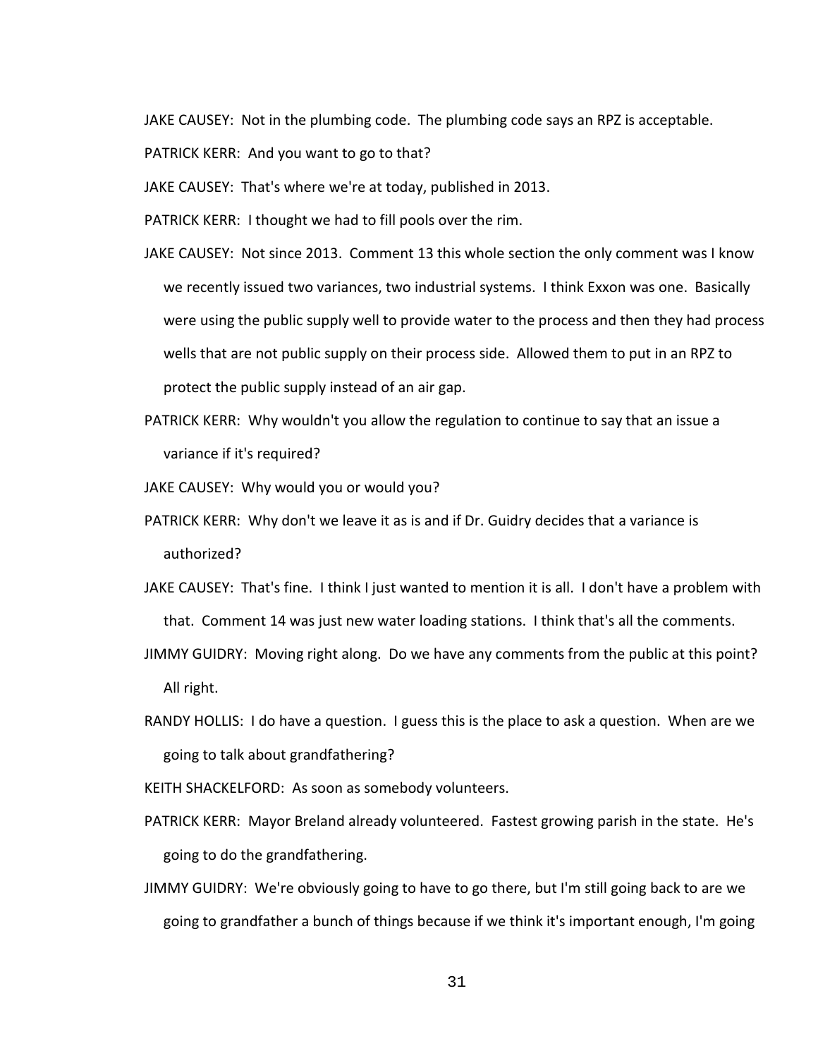JAKE CAUSEY: Not in the plumbing code. The plumbing code says an RPZ is acceptable.

PATRICK KERR: And you want to go to that?

JAKE CAUSEY: That's where we're at today, published in 2013.

PATRICK KERR: I thought we had to fill pools over the rim.

JAKE CAUSEY: Not since 2013. Comment 13 this whole section the only comment was I know we recently issued two variances, two industrial systems. I think Exxon was one. Basically were using the public supply well to provide water to the process and then they had process wells that are not public supply on their process side. Allowed them to put in an RPZ to protect the public supply instead of an air gap.

PATRICK KERR: Why wouldn't you allow the regulation to continue to say that an issue a variance if it's required?

JAKE CAUSEY: Why would you or would you?

PATRICK KERR: Why don't we leave it as is and if Dr. Guidry decides that a variance is authorized?

JAKE CAUSEY: That's fine. I think I just wanted to mention it is all. I don't have a problem with that. Comment 14 was just new water loading stations. I think that's all the comments.

JIMMY GUIDRY: Moving right along. Do we have any comments from the public at this point? All right.

RANDY HOLLIS: I do have a question. I guess this is the place to ask a question. When are we going to talk about grandfathering?

KEITH SHACKELFORD: As soon as somebody volunteers.

PATRICK KERR: Mayor Breland already volunteered. Fastest growing parish in the state. He's going to do the grandfathering.

JIMMY GUIDRY: We're obviously going to have to go there, but I'm still going back to are we going to grandfather a bunch of things because if we think it's important enough, I'm going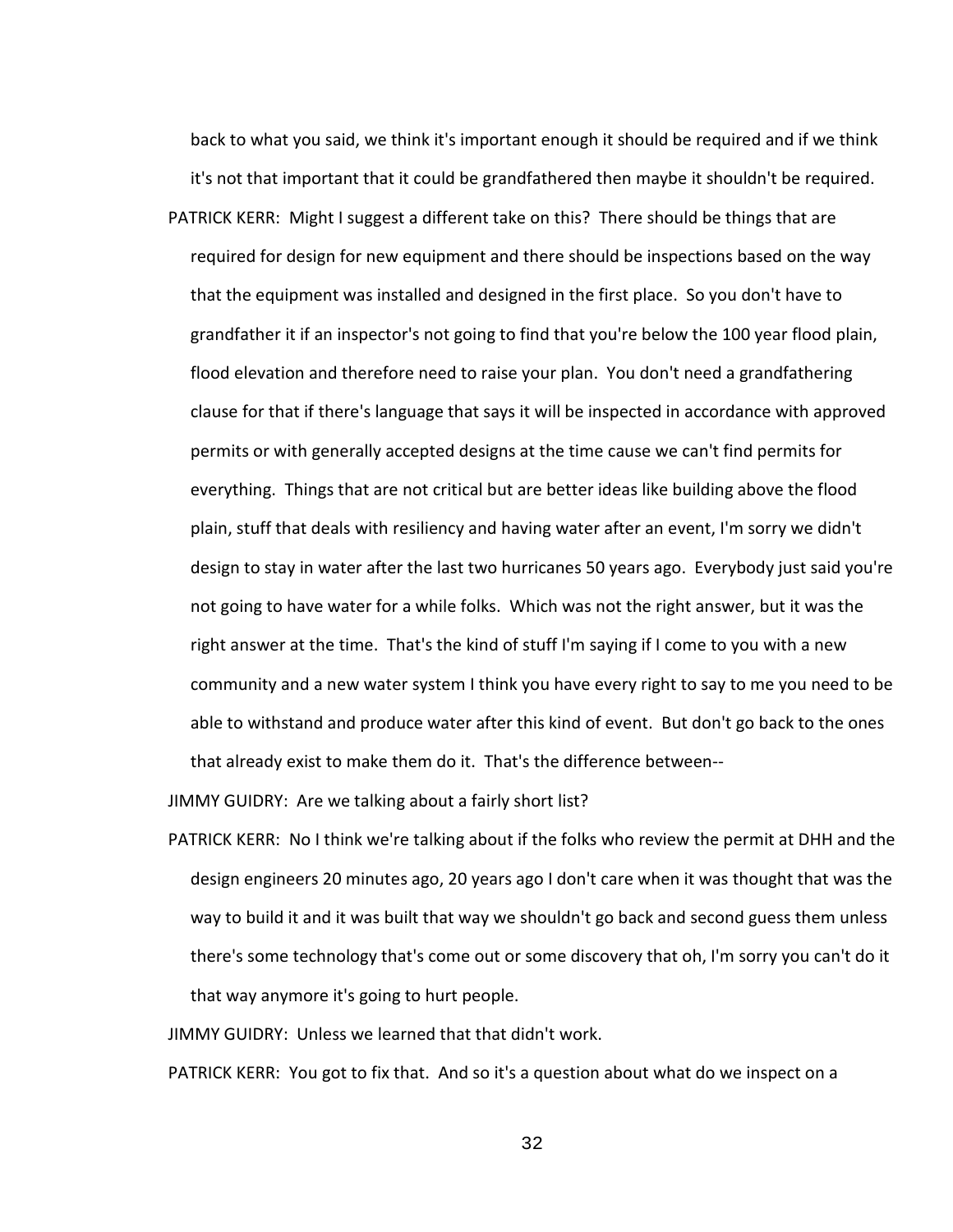back to what you said, we think it's important enough it should be required and if we think it's not that important that it could be grandfathered then maybe it shouldn't be required.

PATRICK KERR: Might I suggest a different take on this? There should be things that are required for design for new equipment and there should be inspections based on the way that the equipment was installed and designed in the first place. So you don't have to grandfather it if an inspector's not going to find that you're below the 100 year flood plain, flood elevation and therefore need to raise your plan. You don't need a grandfathering clause for that if there's language that says it will be inspected in accordance with approved permits or with generally accepted designs at the time cause we can't find permits for everything. Things that are not critical but are better ideas like building above the flood plain, stuff that deals with resiliency and having water after an event, I'm sorry we didn't design to stay in water after the last two hurricanes 50 years ago. Everybody just said you're not going to have water for a while folks. Which was not the right answer, but it was the right answer at the time. That's the kind of stuff I'm saying if I come to you with a new community and a new water system I think you have every right to say to me you need to be able to withstand and produce water after this kind of event. But don't go back to the ones that already exist to make them do it. That's the difference between--

JIMMY GUIDRY: Are we talking about a fairly short list?

PATRICK KERR: No I think we're talking about if the folks who review the permit at DHH and the design engineers 20 minutes ago, 20 years ago I don't care when it was thought that was the way to build it and it was built that way we shouldn't go back and second guess them unless there's some technology that's come out or some discovery that oh, I'm sorry you can't do it that way anymore it's going to hurt people.

JIMMY GUIDRY: Unless we learned that that didn't work.

PATRICK KERR: You got to fix that. And so it's a question about what do we inspect on a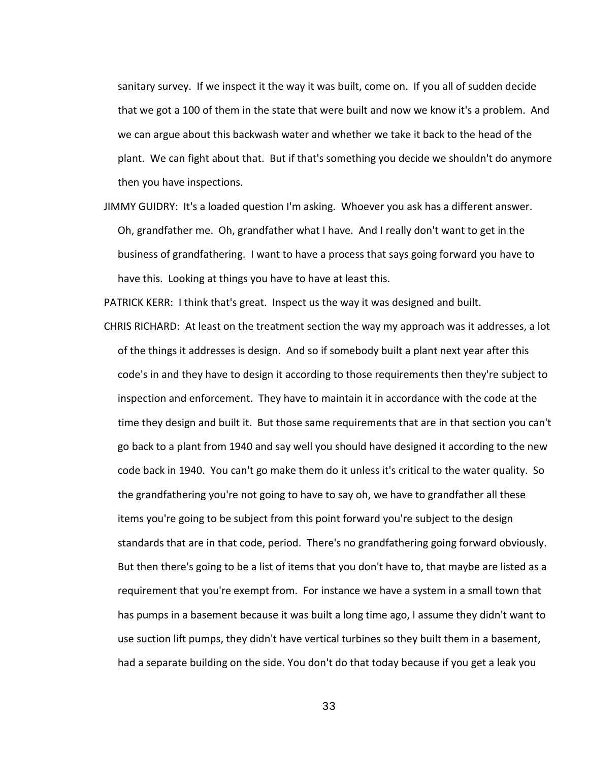sanitary survey. If we inspect it the way it was built, come on. If you all of sudden decide that we got a 100 of them in the state that were built and now we know it's a problem. And we can argue about this backwash water and whether we take it back to the head of the plant. We can fight about that. But if that's something you decide we shouldn't do anymore then you have inspections.

JIMMY GUIDRY: It's a loaded question I'm asking. Whoever you ask has a different answer. Oh, grandfather me. Oh, grandfather what I have. And I really don't want to get in the business of grandfathering. I want to have a process that says going forward you have to have this. Looking at things you have to have at least this.

PATRICK KERR: I think that's great. Inspect us the way it was designed and built.

CHRIS RICHARD: At least on the treatment section the way my approach was it addresses, a lot of the things it addresses is design. And so if somebody built a plant next year after this code's in and they have to design it according to those requirements then they're subject to inspection and enforcement. They have to maintain it in accordance with the code at the time they design and built it. But those same requirements that are in that section you can't go back to a plant from 1940 and say well you should have designed it according to the new code back in 1940. You can't go make them do it unless it's critical to the water quality. So the grandfathering you're not going to have to say oh, we have to grandfather all these items you're going to be subject from this point forward you're subject to the design standards that are in that code, period. There's no grandfathering going forward obviously. But then there's going to be a list of items that you don't have to, that maybe are listed as a requirement that you're exempt from. For instance we have a system in a small town that has pumps in a basement because it was built a long time ago, I assume they didn't want to use suction lift pumps, they didn't have vertical turbines so they built them in a basement, had a separate building on the side. You don't do that today because if you get a leak you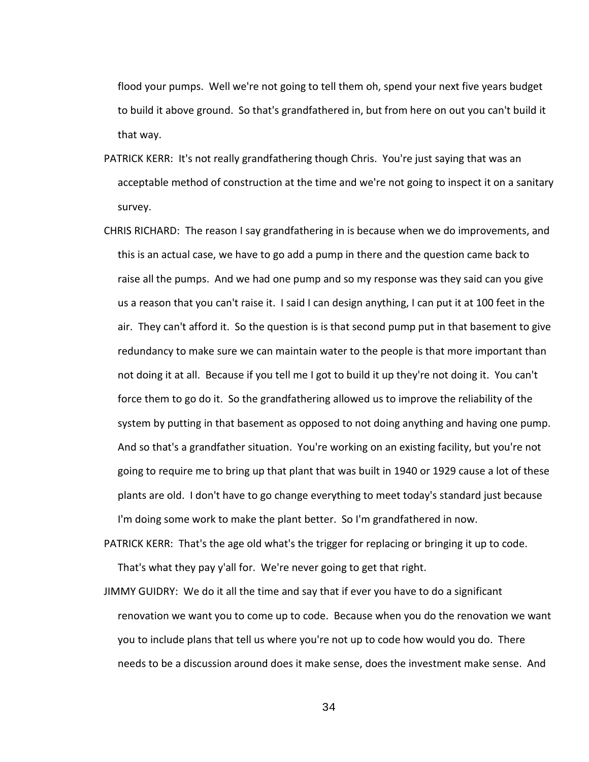flood your pumps. Well we're not going to tell them oh, spend your next five years budget to build it above ground. So that's grandfathered in, but from here on out you can't build it that way.

PATRICK KERR: It's not really grandfathering though Chris. You're just saying that was an acceptable method of construction at the time and we're not going to inspect it on a sanitary survey.

CHRIS RICHARD: The reason I say grandfathering in is because when we do improvements, and this is an actual case, we have to go add a pump in there and the question came back to raise all the pumps. And we had one pump and so my response was they said can you give us a reason that you can't raise it. I said I can design anything, I can put it at 100 feet in the air. They can't afford it. So the question is is that second pump put in that basement to give redundancy to make sure we can maintain water to the people is that more important than not doing it at all. Because if you tell me I got to build it up they're not doing it. You can't force them to go do it. So the grandfathering allowed us to improve the reliability of the system by putting in that basement as opposed to not doing anything and having one pump. And so that's a grandfather situation. You're working on an existing facility, but you're not going to require me to bring up that plant that was built in 1940 or 1929 cause a lot of these plants are old. I don't have to go change everything to meet today's standard just because I'm doing some work to make the plant better. So I'm grandfathered in now.

PATRICK KERR: That's the age old what's the trigger for replacing or bringing it up to code. That's what they pay y'all for. We're never going to get that right.

JIMMY GUIDRY: We do it all the time and say that if ever you have to do a significant renovation we want you to come up to code. Because when you do the renovation we want you to include plans that tell us where you're not up to code how would you do. There needs to be a discussion around does it make sense, does the investment make sense. And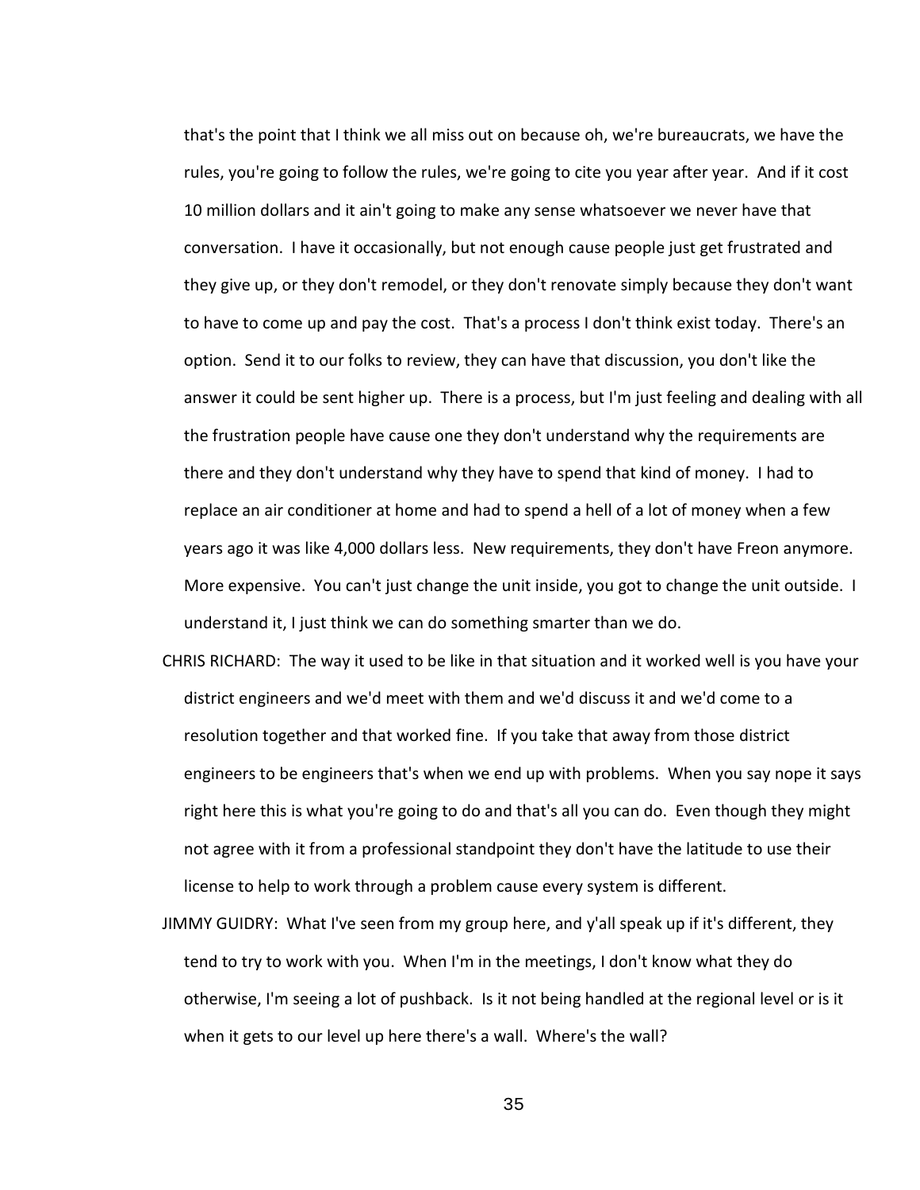that's the point that I think we all miss out on because oh, we're bureaucrats, we have the rules, you're going to follow the rules, we're going to cite you year after year. And if it cost 10 million dollars and it ain't going to make any sense whatsoever we never have that conversation. I have it occasionally, but not enough cause people just get frustrated and they give up, or they don't remodel, or they don't renovate simply because they don't want to have to come up and pay the cost. That's a process I don't think exist today. There's an option. Send it to our folks to review, they can have that discussion, you don't like the answer it could be sent higher up. There is a process, but I'm just feeling and dealing with all the frustration people have cause one they don't understand why the requirements are there and they don't understand why they have to spend that kind of money. I had to replace an air conditioner at home and had to spend a hell of a lot of money when a few years ago it was like 4,000 dollars less. New requirements, they don't have Freon anymore. More expensive. You can't just change the unit inside, you got to change the unit outside. I understand it, I just think we can do something smarter than we do.

CHRIS RICHARD: The way it used to be like in that situation and it worked well is you have your district engineers and we'd meet with them and we'd discuss it and we'd come to a resolution together and that worked fine. If you take that away from those district engineers to be engineers that's when we end up with problems. When you say nope it says right here this is what you're going to do and that's all you can do. Even though they might not agree with it from a professional standpoint they don't have the latitude to use their license to help to work through a problem cause every system is different.

JIMMY GUIDRY: What I've seen from my group here, and y'all speak up if it's different, they tend to try to work with you. When I'm in the meetings, I don't know what they do otherwise, I'm seeing a lot of pushback. Is it not being handled at the regional level or is it when it gets to our level up here there's a wall. Where's the wall?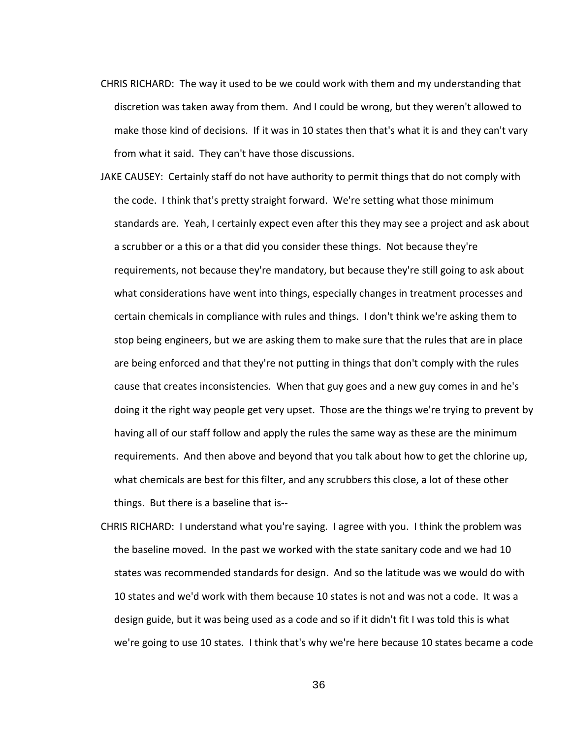CHRIS RICHARD: The way it used to be we could work with them and my understanding that discretion was taken away from them. And I could be wrong, but they weren't allowed to make those kind of decisions. If it was in 10 states then that's what it is and they can't vary from what it said. They can't have those discussions.

JAKE CAUSEY: Certainly staff do not have authority to permit things that do not comply with the code. I think that's pretty straight forward. We're setting what those minimum standards are. Yeah, I certainly expect even after this they may see a project and ask about a scrubber or a this or a that did you consider these things. Not because they're requirements, not because they're mandatory, but because they're still going to ask about what considerations have went into things, especially changes in treatment processes and certain chemicals in compliance with rules and things. I don't think we're asking them to stop being engineers, but we are asking them to make sure that the rules that are in place are being enforced and that they're not putting in things that don't comply with the rules cause that creates inconsistencies. When that guy goes and a new guy comes in and he's doing it the right way people get very upset. Those are the things we're trying to prevent by having all of our staff follow and apply the rules the same way as these are the minimum requirements. And then above and beyond that you talk about how to get the chlorine up, what chemicals are best for this filter, and any scrubbers this close, a lot of these other things. But there is a baseline that is--

CHRIS RICHARD: I understand what you're saying. I agree with you. I think the problem was the baseline moved. In the past we worked with the state sanitary code and we had 10 states was recommended standards for design. And so the latitude was we would do with 10 states and we'd work with them because 10 states is not and was not a code. It was a design guide, but it was being used as a code and so if it didn't fit I was told this is what we're going to use 10 states. I think that's why we're here because 10 states became a code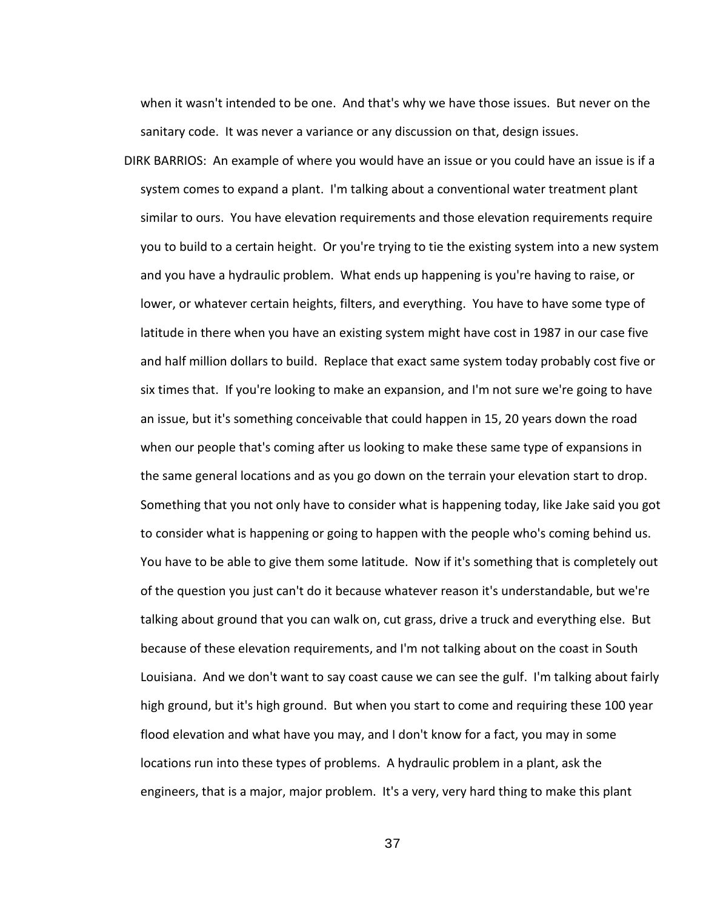when it wasn't intended to be one. And that's why we have those issues. But never on the sanitary code. It was never a variance or any discussion on that, design issues.

DIRK BARRIOS: An example of where you would have an issue or you could have an issue is if a system comes to expand a plant. I'm talking about a conventional water treatment plant similar to ours. You have elevation requirements and those elevation requirements require you to build to a certain height. Or you're trying to tie the existing system into a new system and you have a hydraulic problem. What ends up happening is you're having to raise, or lower, or whatever certain heights, filters, and everything. You have to have some type of latitude in there when you have an existing system might have cost in 1987 in our case five and half million dollars to build. Replace that exact same system today probably cost five or six times that. If you're looking to make an expansion, and I'm not sure we're going to have an issue, but it's something conceivable that could happen in 15, 20 years down the road when our people that's coming after us looking to make these same type of expansions in the same general locations and as you go down on the terrain your elevation start to drop. Something that you not only have to consider what is happening today, like Jake said you got to consider what is happening or going to happen with the people who's coming behind us. You have to be able to give them some latitude. Now if it's something that is completely out of the question you just can't do it because whatever reason it's understandable, but we're talking about ground that you can walk on, cut grass, drive a truck and everything else. But because of these elevation requirements, and I'm not talking about on the coast in South Louisiana. And we don't want to say coast cause we can see the gulf. I'm talking about fairly high ground, but it's high ground. But when you start to come and requiring these 100 year flood elevation and what have you may, and I don't know for a fact, you may in some locations run into these types of problems. A hydraulic problem in a plant, ask the engineers, that is a major, major problem. It's a very, very hard thing to make this plant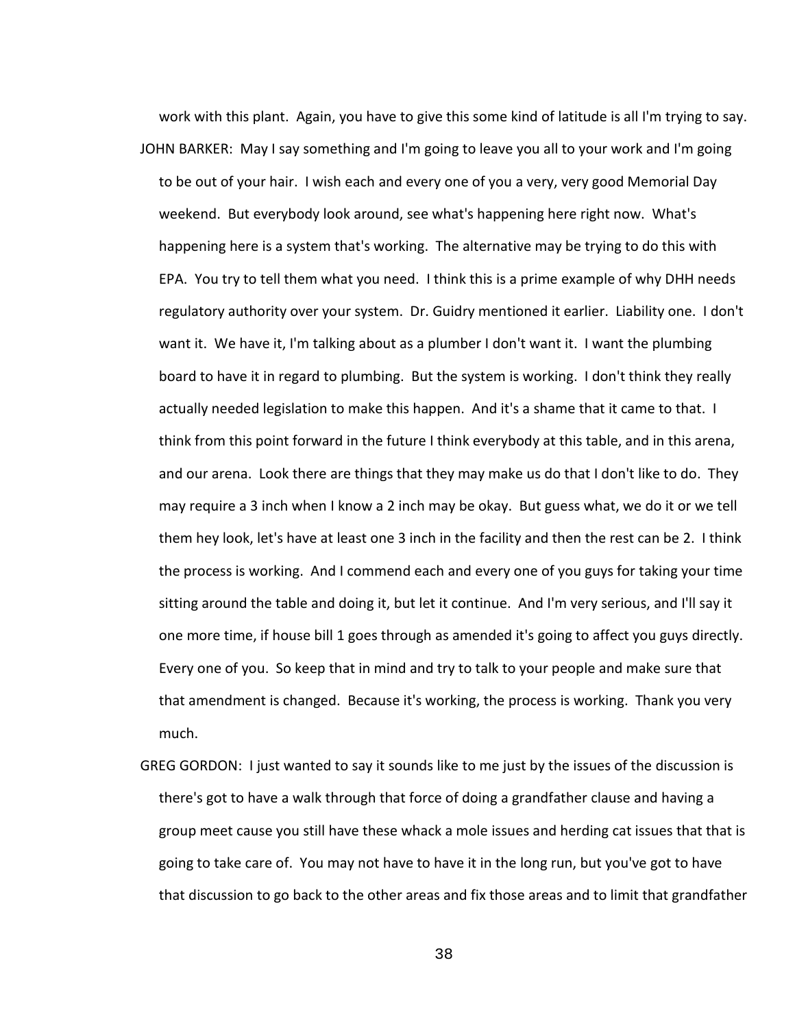work with this plant. Again, you have to give this some kind of latitude is all I'm trying to say.

JOHN BARKER: May I say something and I'm going to leave you all to your work and I'm going to be out of your hair. I wish each and every one of you a very, very good Memorial Day weekend. But everybody look around, see what's happening here right now. What's happening here is a system that's working. The alternative may be trying to do this with EPA. You try to tell them what you need. I think this is a prime example of why DHH needs regulatory authority over your system. Dr. Guidry mentioned it earlier. Liability one. I don't want it. We have it, I'm talking about as a plumber I don't want it. I want the plumbing board to have it in regard to plumbing. But the system is working. I don't think they really actually needed legislation to make this happen. And it's a shame that it came to that. I think from this point forward in the future I think everybody at this table, and in this arena, and our arena. Look there are things that they may make us do that I don't like to do. They may require a 3 inch when I know a 2 inch may be okay. But guess what, we do it or we tell them hey look, let's have at least one 3 inch in the facility and then the rest can be 2. I think the process is working. And I commend each and every one of you guys for taking your time sitting around the table and doing it, but let it continue. And I'm very serious, and I'll say it one more time, if house bill 1 goes through as amended it's going to affect you guys directly. Every one of you. So keep that in mind and try to talk to your people and make sure that that amendment is changed. Because it's working, the process is working. Thank you very much.

GREG GORDON: I just wanted to say it sounds like to me just by the issues of the discussion is there's got to have a walk through that force of doing a grandfather clause and having a group meet cause you still have these whack a mole issues and herding cat issues that that is going to take care of. You may not have to have it in the long run, but you've got to have that discussion to go back to the other areas and fix those areas and to limit that grandfather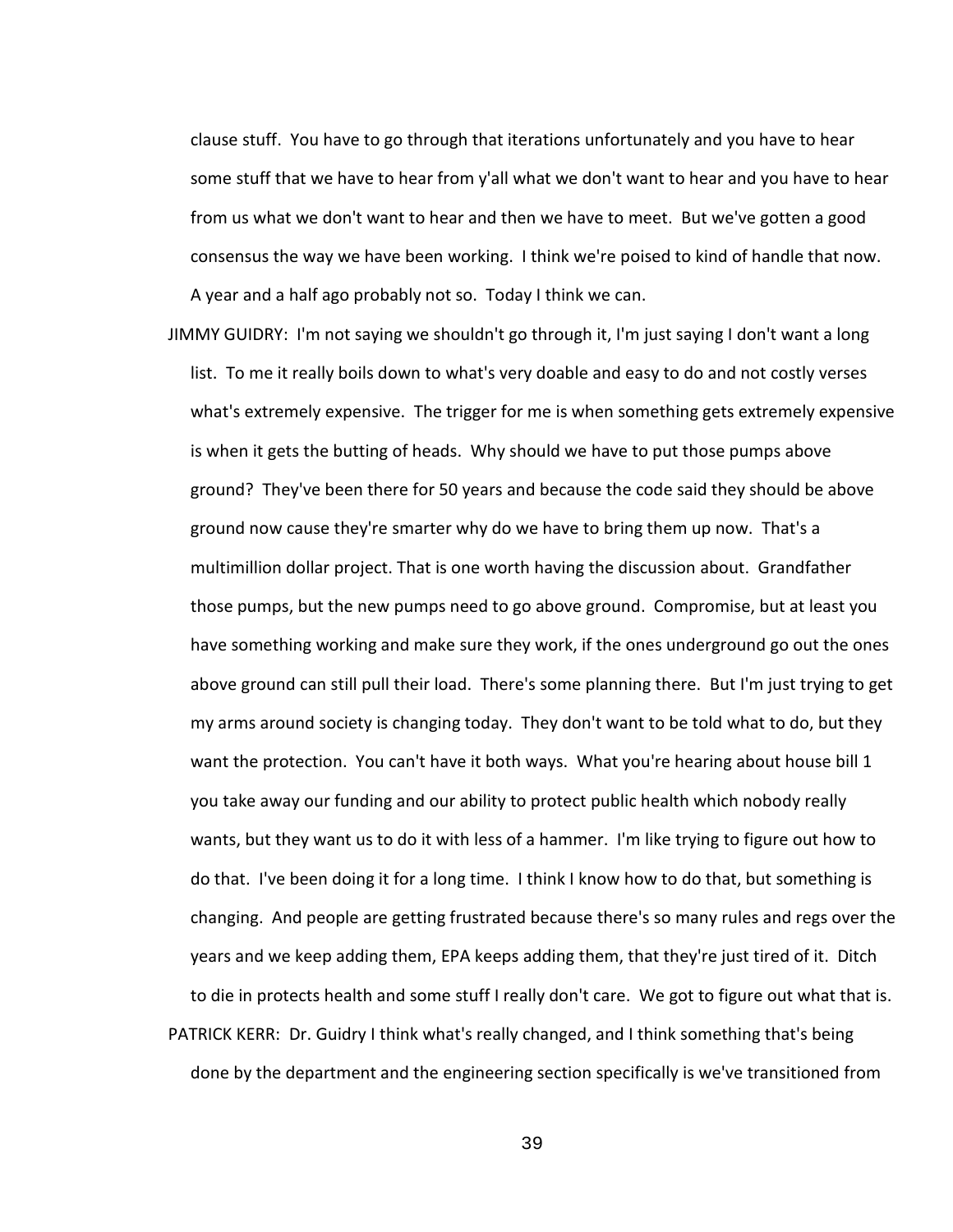clause stuff. You have to go through that iterations unfortunately and you have to hear some stuff that we have to hear from y'all what we don't want to hear and you have to hear from us what we don't want to hear and then we have to meet. But we've gotten a good consensus the way we have been working. I think we're poised to kind of handle that now. A year and a half ago probably not so. Today I think we can.

JIMMY GUIDRY: I'm not saying we shouldn't go through it, I'm just saying I don't want a long list. To me it really boils down to what's very doable and easy to do and not costly verses what's extremely expensive. The trigger for me is when something gets extremely expensive is when it gets the butting of heads. Why should we have to put those pumps above ground? They've been there for 50 years and because the code said they should be above ground now cause they're smarter why do we have to bring them up now. That's a multimillion dollar project. That is one worth having the discussion about. Grandfather those pumps, but the new pumps need to go above ground. Compromise, but at least you have something working and make sure they work, if the ones underground go out the ones above ground can still pull their load. There's some planning there. But I'm just trying to get my arms around society is changing today. They don't want to be told what to do, but they want the protection. You can't have it both ways. What you're hearing about house bill 1 you take away our funding and our ability to protect public health which nobody really wants, but they want us to do it with less of a hammer. I'm like trying to figure out how to do that. I've been doing it for a long time. I think I know how to do that, but something is changing. And people are getting frustrated because there's so many rules and regs over the years and we keep adding them, EPA keeps adding them, that they're just tired of it. Ditch to die in protects health and some stuff I really don't care. We got to figure out what that is.

PATRICK KERR: Dr. Guidry I think what's really changed, and I think something that's being done by the department and the engineering section specifically is we've transitioned from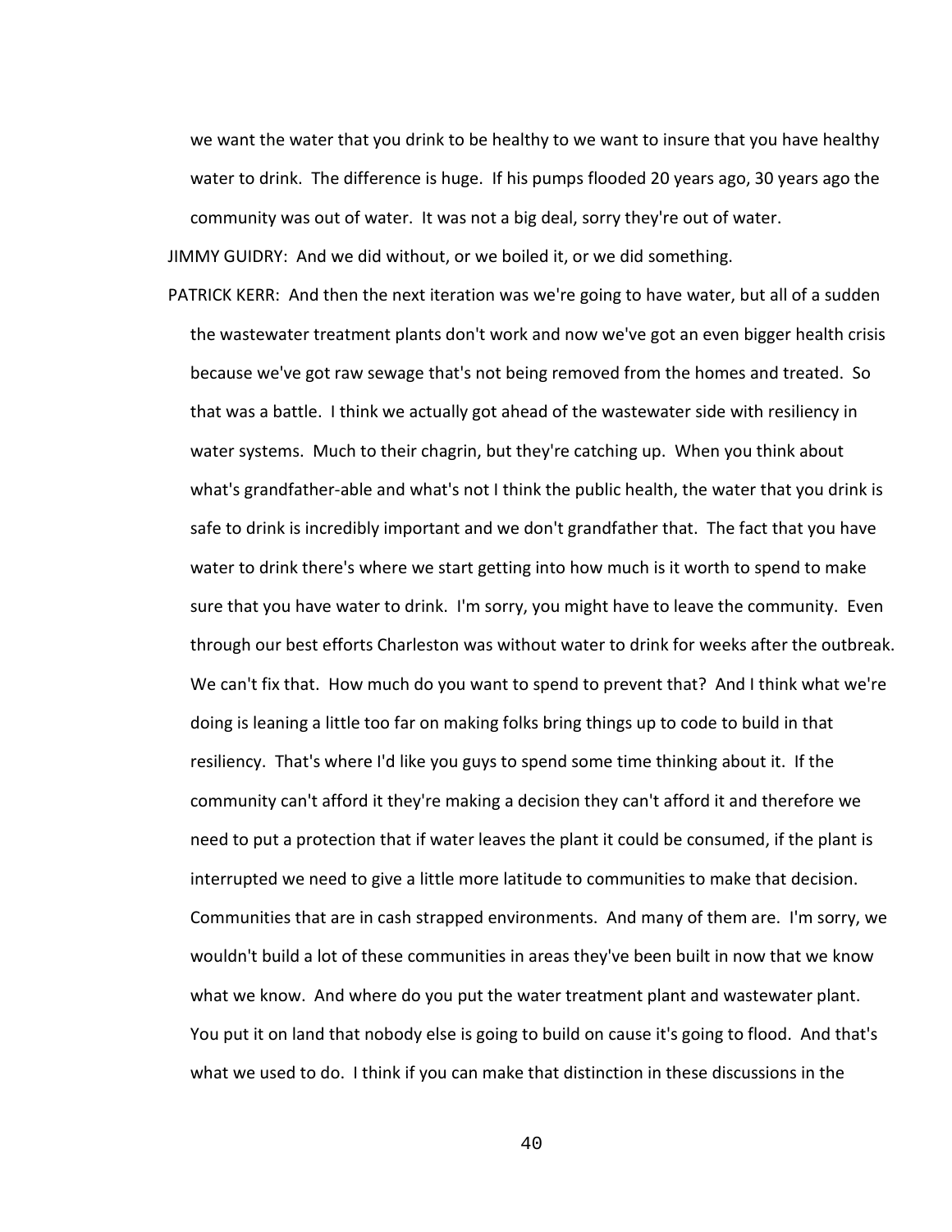we want the water that you drink to be healthy to we want to insure that you have healthy water to drink. The difference is huge. If his pumps flooded 20 years ago, 30 years ago the community was out of water. It was not a big deal, sorry they're out of water.

JIMMY GUIDRY: And we did without, or we boiled it, or we did something.

PATRICK KERR: And then the next iteration was we're going to have water, but all of a sudden the wastewater treatment plants don't work and now we've got an even bigger health crisis because we've got raw sewage that's not being removed from the homes and treated. So that was a battle. I think we actually got ahead of the wastewater side with resiliency in water systems. Much to their chagrin, but they're catching up. When you think about what's grandfather-able and what's not I think the public health, the water that you drink is safe to drink is incredibly important and we don't grandfather that. The fact that you have water to drink there's where we start getting into how much is it worth to spend to make sure that you have water to drink. I'm sorry, you might have to leave the community. Even through our best efforts Charleston was without water to drink for weeks after the outbreak. We can't fix that. How much do you want to spend to prevent that? And I think what we're doing is leaning a little too far on making folks bring things up to code to build in that resiliency. That's where I'd like you guys to spend some time thinking about it. If the community can't afford it they're making a decision they can't afford it and therefore we need to put a protection that if water leaves the plant it could be consumed, if the plant is interrupted we need to give a little more latitude to communities to make that decision. Communities that are in cash strapped environments. And many of them are. I'm sorry, we wouldn't build a lot of these communities in areas they've been built in now that we know what we know. And where do you put the water treatment plant and wastewater plant. You put it on land that nobody else is going to build on cause it's going to flood. And that's what we used to do. I think if you can make that distinction in these discussions in the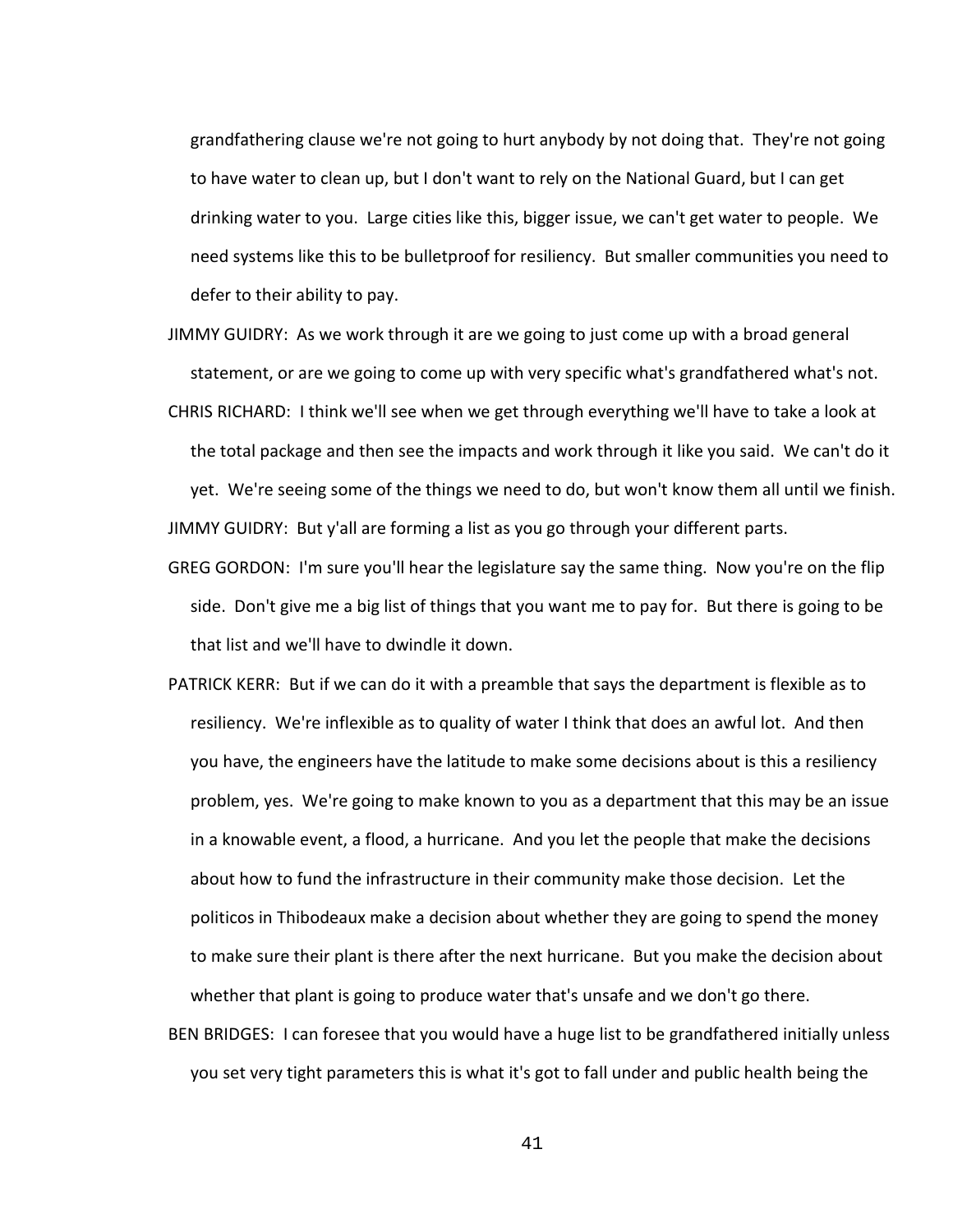grandfathering clause we're not going to hurt anybody by not doing that. They're not going to have water to clean up, but I don't want to rely on the National Guard, but I can get drinking water to you. Large cities like this, bigger issue, we can't get water to people. We need systems like this to be bulletproof for resiliency. But smaller communities you need to defer to their ability to pay.

JIMMY GUIDRY: As we work through it are we going to just come up with a broad general statement, or are we going to come up with very specific what's grandfathered what's not.

CHRIS RICHARD: I think we'll see when we get through everything we'll have to take a look at the total package and then see the impacts and work through it like you said. We can't do it yet. We're seeing some of the things we need to do, but won't know them all until we finish.

JIMMY GUIDRY: But y'all are forming a list as you go through your different parts.

GREG GORDON: I'm sure you'll hear the legislature say the same thing. Now you're on the flip side. Don't give me a big list of things that you want me to pay for. But there is going to be that list and we'll have to dwindle it down.

PATRICK KERR: But if we can do it with a preamble that says the department is flexible as to resiliency. We're inflexible as to quality of water I think that does an awful lot. And then you have, the engineers have the latitude to make some decisions about is this a resiliency problem, yes. We're going to make known to you as a department that this may be an issue in a knowable event, a flood, a hurricane. And you let the people that make the decisions about how to fund the infrastructure in their community make those decision. Let the politicos in Thibodeaux make a decision about whether they are going to spend the money to make sure their plant is there after the next hurricane. But you make the decision about whether that plant is going to produce water that's unsafe and we don't go there.

BEN BRIDGES: I can foresee that you would have a huge list to be grandfathered initially unless you set very tight parameters this is what it's got to fall under and public health being the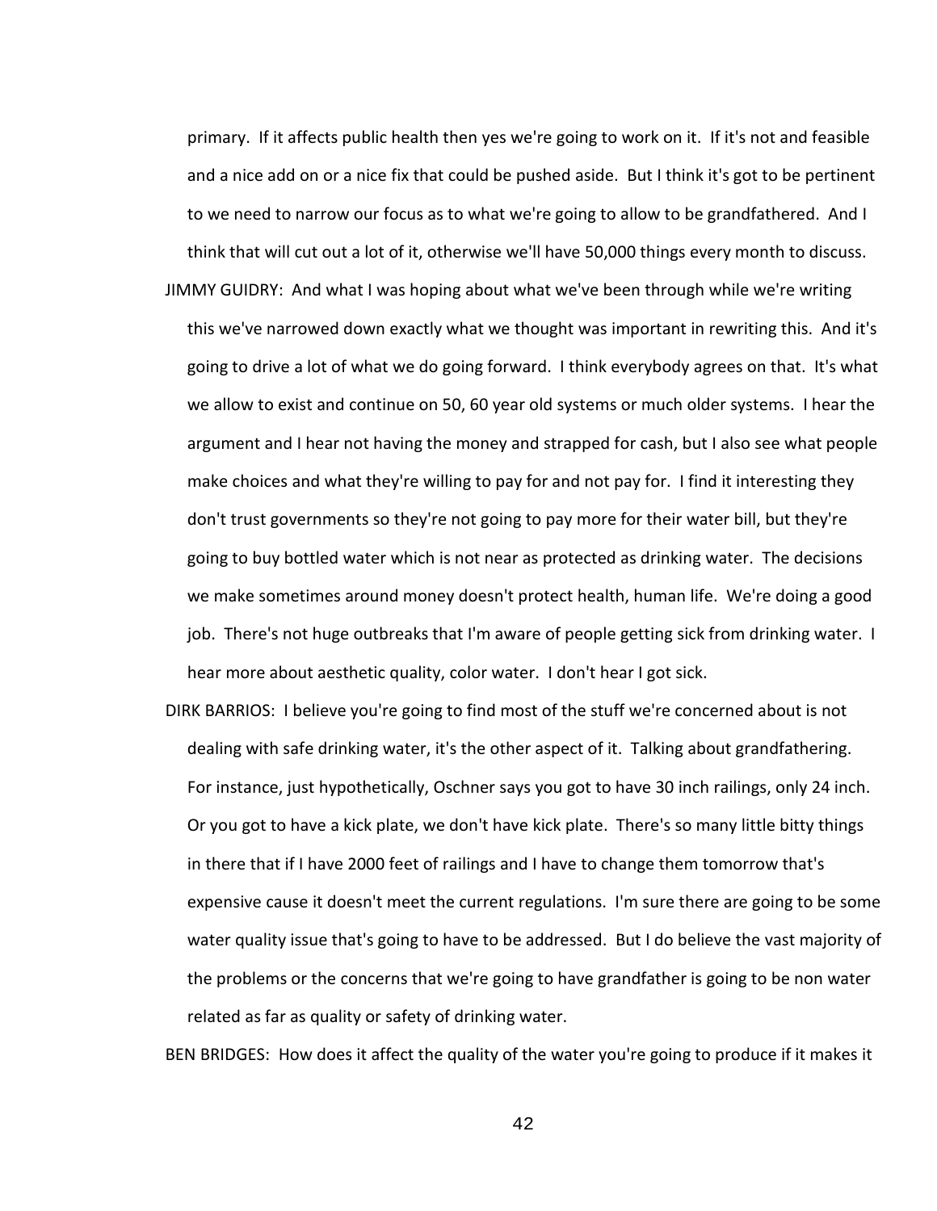primary. If it affects public health then yes we're going to work on it. If it's not and feasible and a nice add on or a nice fix that could be pushed aside. But I think it's got to be pertinent to we need to narrow our focus as to what we're going to allow to be grandfathered. And I think that will cut out a lot of it, otherwise we'll have 50,000 things every month to discuss.

JIMMY GUIDRY: And what I was hoping about what we've been through while we're writing this we've narrowed down exactly what we thought was important in rewriting this. And it's going to drive a lot of what we do going forward. I think everybody agrees on that. It's what we allow to exist and continue on 50, 60 year old systems or much older systems. I hear the argument and I hear not having the money and strapped for cash, but I also see what people make choices and what they're willing to pay for and not pay for. I find it interesting they don't trust governments so they're not going to pay more for their water bill, but they're going to buy bottled water which is not near as protected as drinking water. The decisions we make sometimes around money doesn't protect health, human life. We're doing a good job. There's not huge outbreaks that I'm aware of people getting sick from drinking water. I hear more about aesthetic quality, color water. I don't hear I got sick.

DIRK BARRIOS: I believe you're going to find most of the stuff we're concerned about is not dealing with safe drinking water, it's the other aspect of it. Talking about grandfathering. For instance, just hypothetically, Oschner says you got to have 30 inch railings, only 24 inch. Or you got to have a kick plate, we don't have kick plate. There's so many little bitty things in there that if I have 2000 feet of railings and I have to change them tomorrow that's expensive cause it doesn't meet the current regulations. I'm sure there are going to be some water quality issue that's going to have to be addressed. But I do believe the vast majority of the problems or the concerns that we're going to have grandfather is going to be non water related as far as quality or safety of drinking water.

BEN BRIDGES: How does it affect the quality of the water you're going to produce if it makes it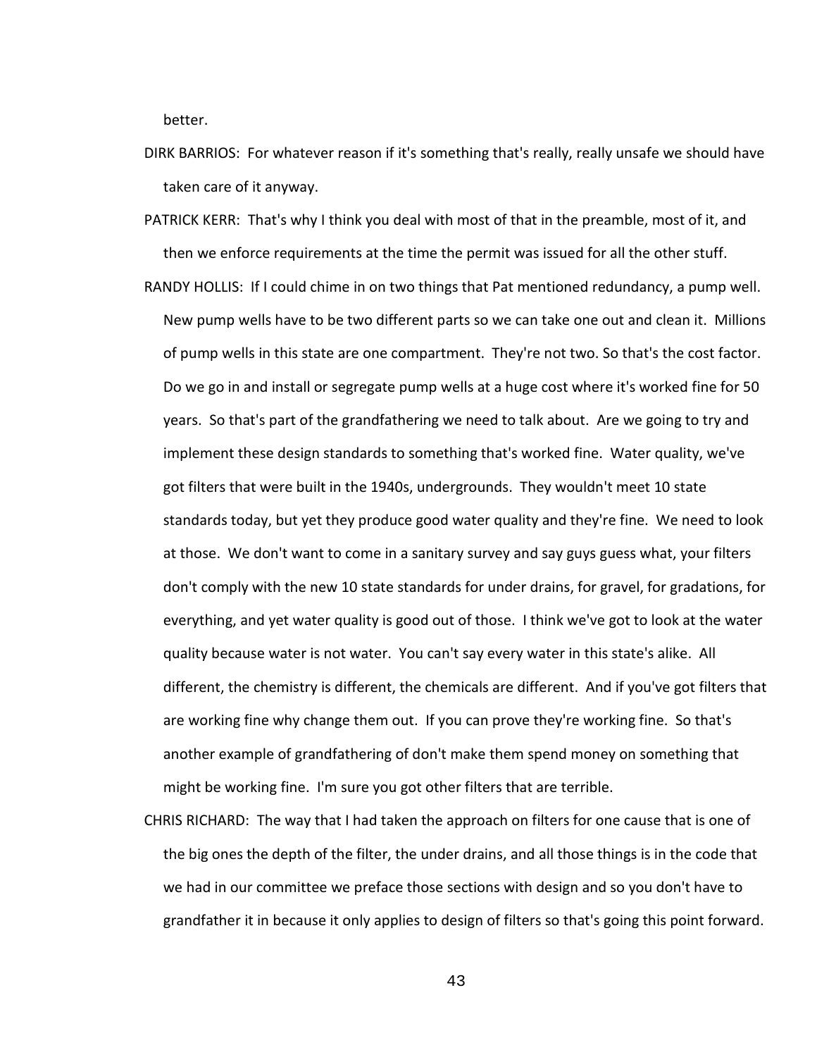better.

DIRK BARRIOS: For whatever reason if it's something that's really, really unsafe we should have taken care of it anyway.

PATRICK KERR: That's why I think you deal with most of that in the preamble, most of it, and then we enforce requirements at the time the permit was issued for all the other stuff.

RANDY HOLLIS: If I could chime in on two things that Pat mentioned redundancy, a pump well. New pump wells have to be two different parts so we can take one out and clean it. Millions of pump wells in this state are one compartment. They're not two. So that's the cost factor. Do we go in and install or segregate pump wells at a huge cost where it's worked fine for 50 years. So that's part of the grandfathering we need to talk about. Are we going to try and implement these design standards to something that's worked fine. Water quality, we've got filters that were built in the 1940s, undergrounds. They wouldn't meet 10 state standards today, but yet they produce good water quality and they're fine. We need to look at those. We don't want to come in a sanitary survey and say guys guess what, your filters don't comply with the new 10 state standards for under drains, for gravel, for gradations, for everything, and yet water quality is good out of those. I think we've got to look at the water quality because water is not water. You can't say every water in this state's alike. All different, the chemistry is different, the chemicals are different. And if you've got filters that are working fine why change them out. If you can prove they're working fine. So that's another example of grandfathering of don't make them spend money on something that might be working fine. I'm sure you got other filters that are terrible.

CHRIS RICHARD: The way that I had taken the approach on filters for one cause that is one of the big ones the depth of the filter, the under drains, and all those things is in the code that we had in our committee we preface those sections with design and so you don't have to grandfather it in because it only applies to design of filters so that's going this point forward.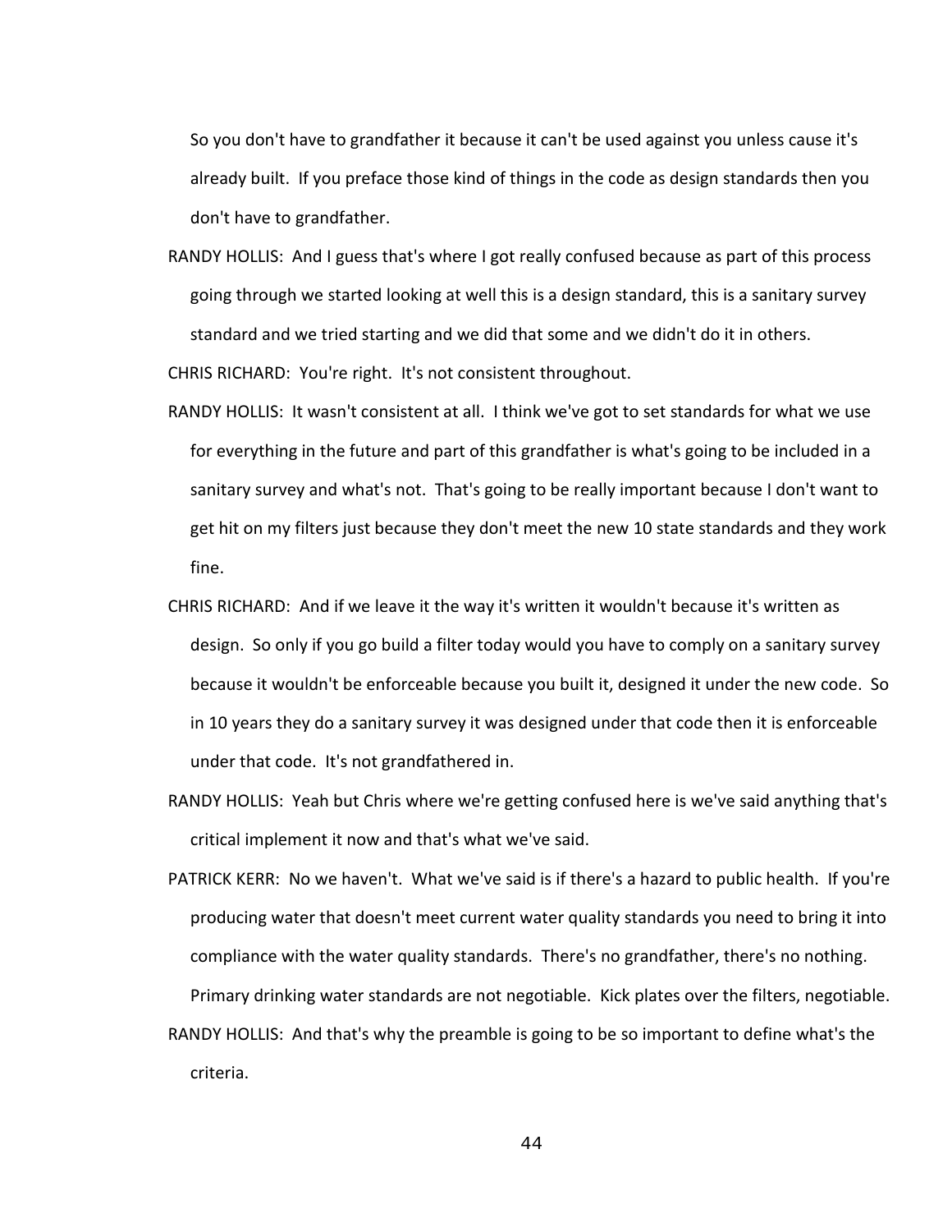So you don't have to grandfather it because it can't be used against you unless cause it's already built. If you preface those kind of things in the code as design standards then you don't have to grandfather.

RANDY HOLLIS: And I guess that's where I got really confused because as part of this process going through we started looking at well this is a design standard, this is a sanitary survey standard and we tried starting and we did that some and we didn't do it in others.

CHRIS RICHARD: You're right. It's not consistent throughout.

RANDY HOLLIS: It wasn't consistent at all. I think we've got to set standards for what we use for everything in the future and part of this grandfather is what's going to be included in a sanitary survey and what's not. That's going to be really important because I don't want to get hit on my filters just because they don't meet the new 10 state standards and they work fine.

CHRIS RICHARD: And if we leave it the way it's written it wouldn't because it's written as design. So only if you go build a filter today would you have to comply on a sanitary survey because it wouldn't be enforceable because you built it, designed it under the new code. So in 10 years they do a sanitary survey it was designed under that code then it is enforceable under that code. It's not grandfathered in.

RANDY HOLLIS: Yeah but Chris where we're getting confused here is we've said anything that's critical implement it now and that's what we've said.

PATRICK KERR: No we haven't. What we've said is if there's a hazard to public health. If you're producing water that doesn't meet current water quality standards you need to bring it into compliance with the water quality standards. There's no grandfather, there's no nothing. Primary drinking water standards are not negotiable. Kick plates over the filters, negotiable.

RANDY HOLLIS: And that's why the preamble is going to be so important to define what's the criteria.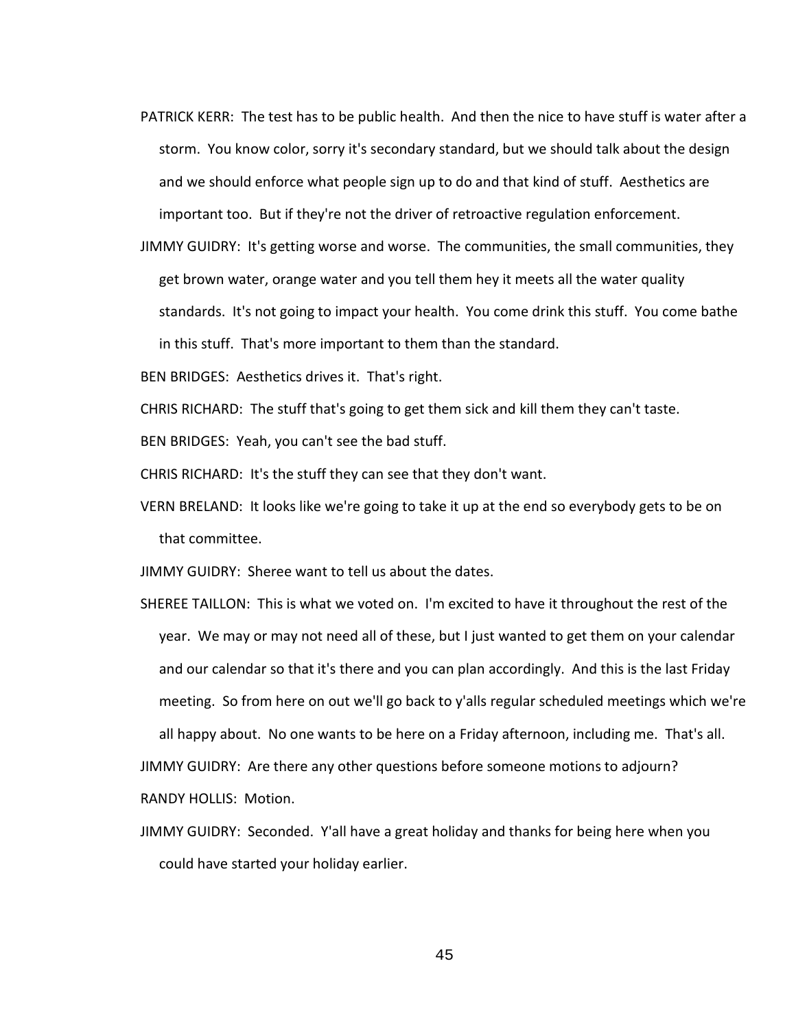PATRICK KERR: The test has to be public health. And then the nice to have stuff is water after a storm. You know color, sorry it's secondary standard, but we should talk about the design and we should enforce what people sign up to do and that kind of stuff. Aesthetics are important too. But if they're not the driver of retroactive regulation enforcement.

JIMMY GUIDRY: It's getting worse and worse. The communities, the small communities, they get brown water, orange water and you tell them hey it meets all the water quality standards. It's not going to impact your health. You come drink this stuff. You come bathe in this stuff. That's more important to them than the standard.

BEN BRIDGES: Aesthetics drives it. That's right.

CHRIS RICHARD: The stuff that's going to get them sick and kill them they can't taste.

BEN BRIDGES: Yeah, you can't see the bad stuff.

CHRIS RICHARD: It's the stuff they can see that they don't want.

VERN BRELAND: It looks like we're going to take it up at the end so everybody gets to be on that committee.

JIMMY GUIDRY: Sheree want to tell us about the dates.

SHEREE TAILLON: This is what we voted on. I'm excited to have it throughout the rest of the year. We may or may not need all of these, but I just wanted to get them on your calendar and our calendar so that it's there and you can plan accordingly. And this is the last Friday meeting. So from here on out we'll go back to y'alls regular scheduled meetings which we're all happy about. No one wants to be here on a Friday afternoon, including me. That's all.

JIMMY GUIDRY: Are there any other questions before someone motions to adjourn?

RANDY HOLLIS: Motion.

JIMMY GUIDRY: Seconded. Y'all have a great holiday and thanks for being here when you could have started your holiday earlier.